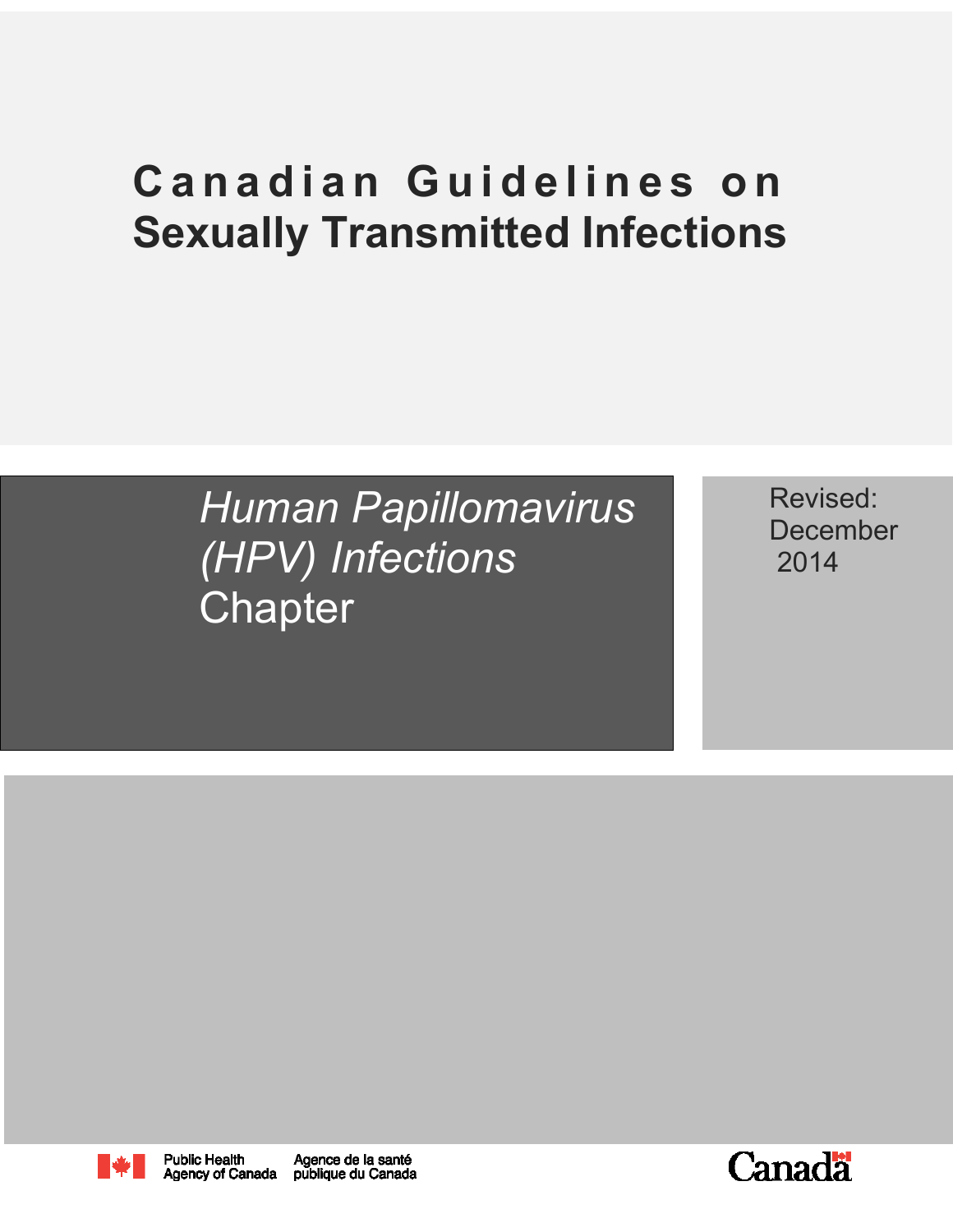# Canadian Guidelines on Sexually Transmitted Infections

## *Human Papillomavirus (HPV) Infections* Chapter

Revised: December 2014

Public Health Agency of Canada　Agence de la santé publique du Canada

Canada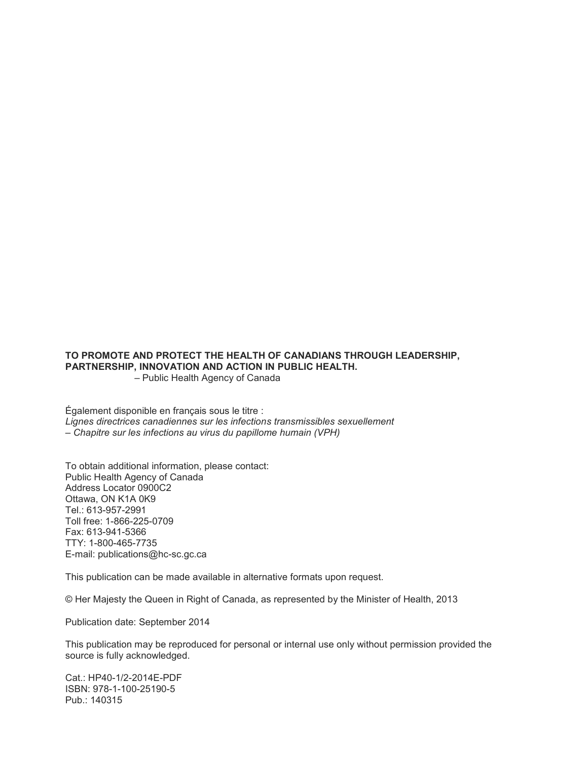**TO PROMOTE AND PROTECT THE HEALTH OF CANADIANS THROUGH LEADERSHIP, PARTNERSHIP, INNOVATION AND ACTION IN PUBLIC HEALTH.**

– Public Health Agency of Canada

Également disponible en français sous le titre :
*Lignes directrices canadiennes sur les infections transmissibles sexuellement – Chapitre sur les infections au virus du papillome humain (VPH)*

To obtain additional information, please contact:
Public Health Agency of Canada
Address Locator 0900C2
Ottawa, ON K1A 0K9
Tel.: 613-957-2991
Toll free: 1-866-225-0709
Fax: 613-941-5366
TTY: 1-800-465-7735
E-mail: publications@hc-sc.gc.ca

This publication can be made available in alternative formats upon request.

© Her Majesty the Queen in Right of Canada, as represented by the Minister of Health, 2013

Publication date: September 2014

This publication may be reproduced for personal or internal use only without permission provided the source is fully acknowledged.

Cat.: HP40-1/2-2014E-PDF
ISBN: 978-1-100-25190-5
Pub.: 140315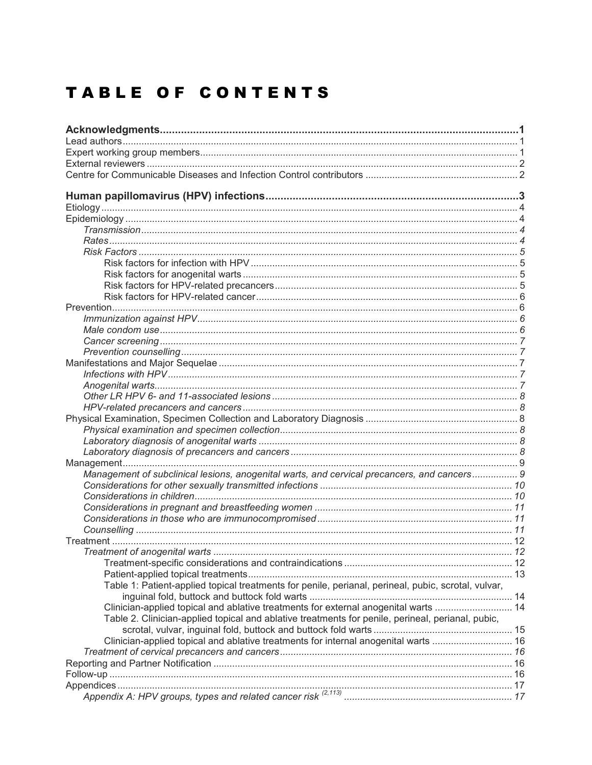# TABLE OF CONTENTS

**Acknowledgments....1**
Lead authors....1
Expert working group members....1
External reviewers....2
Centre for Communicable Diseases and Infection Control contributors....2

**Human papillomavirus (HPV) infections....3**
Etiology....4
Epidemiology....4
*Transmission....4*
*Rates....4*
*Risk Factors....5*
Risk factors for infection with HPV....5
Risk factors for anogenital warts....5
Risk factors for HPV-related precancers....5
Risk factors for HPV-related cancer....6
Prevention....6
*Immunization against HPV....6*
*Male condom use....6*
*Cancer screening....7*
*Prevention counselling....7*
Manifestations and Major Sequelae....7
*Infections with HPV....7*
*Anogenital warts....7*
*Other LR HPV 6- and 11-associated lesions....8*
*HPV-related precancers and cancers....8*
Physical Examination, Specimen Collection and Laboratory Diagnosis....8
*Physical examination and specimen collection....8*
*Laboratory diagnosis of anogenital warts....8*
*Laboratory diagnosis of precancers and cancers....8*
Management....9
*Management of subclinical lesions, anogenital warts, and cervical precancers, and cancers....9*
*Considerations for other sexually transmitted infections....10*
*Considerations in children....10*
*Considerations in pregnant and breastfeeding women....11*
*Considerations in those who are immunocompromised....11*
*Counselling....11*
Treatment....12
*Treatment of anogenital warts....12*
Treatment-specific considerations and contraindications....12
Patient-applied topical treatments....13
Table 1: Patient-applied topical treatments for penile, perianal, perineal, pubic, scrotal, vulvar, inguinal fold, buttock and buttock fold warts....14
Clinician-applied topical and ablative treatments for external anogenital warts....14
Table 2. Clinician-applied topical and ablative treatments for penile, perineal, perianal, pubic, scrotal, vulvar, inguinal fold, buttock and buttock fold warts....15
Clinician-applied topical and ablative treatments for internal anogenital warts....16
*Treatment of cervical precancers and cancers....16*
Reporting and Partner Notification....16
Follow-up....16
Appendices....17
*Appendix A: HPV groups, types and related cancer risk [2,113]....17*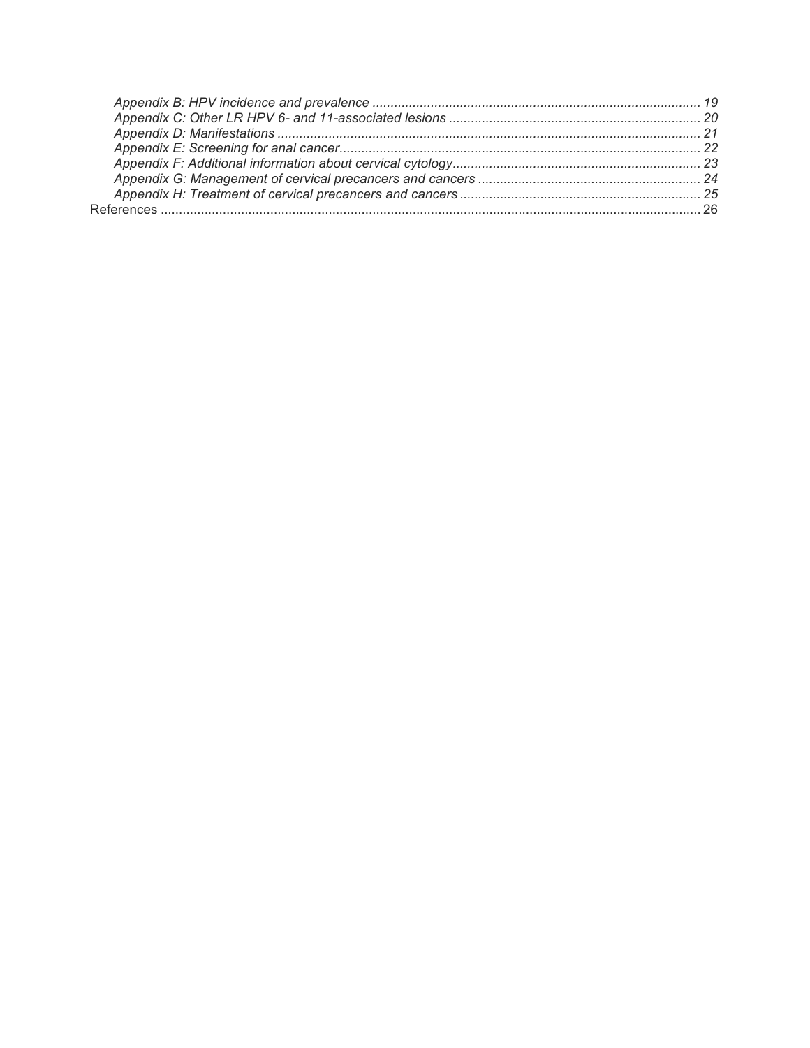*Appendix B: HPV incidence and prevalence* ........................................................................................ *19*
*Appendix C: Other LR HPV 6- and 11-associated lesions* .................................................................... *20*
*Appendix D: Manifestations* .................................................................................................................. *21*
*Appendix E: Screening for anal cancer*.................................................................................................. *22*
*Appendix F: Additional information about cervical cytology*.................................................................... *23*
*Appendix G: Management of cervical precancers and cancers* ............................................................ *24*
*Appendix H: Treatment of cervical precancers and cancers* ................................................................. *25*
References .................................................................................................................................................. 26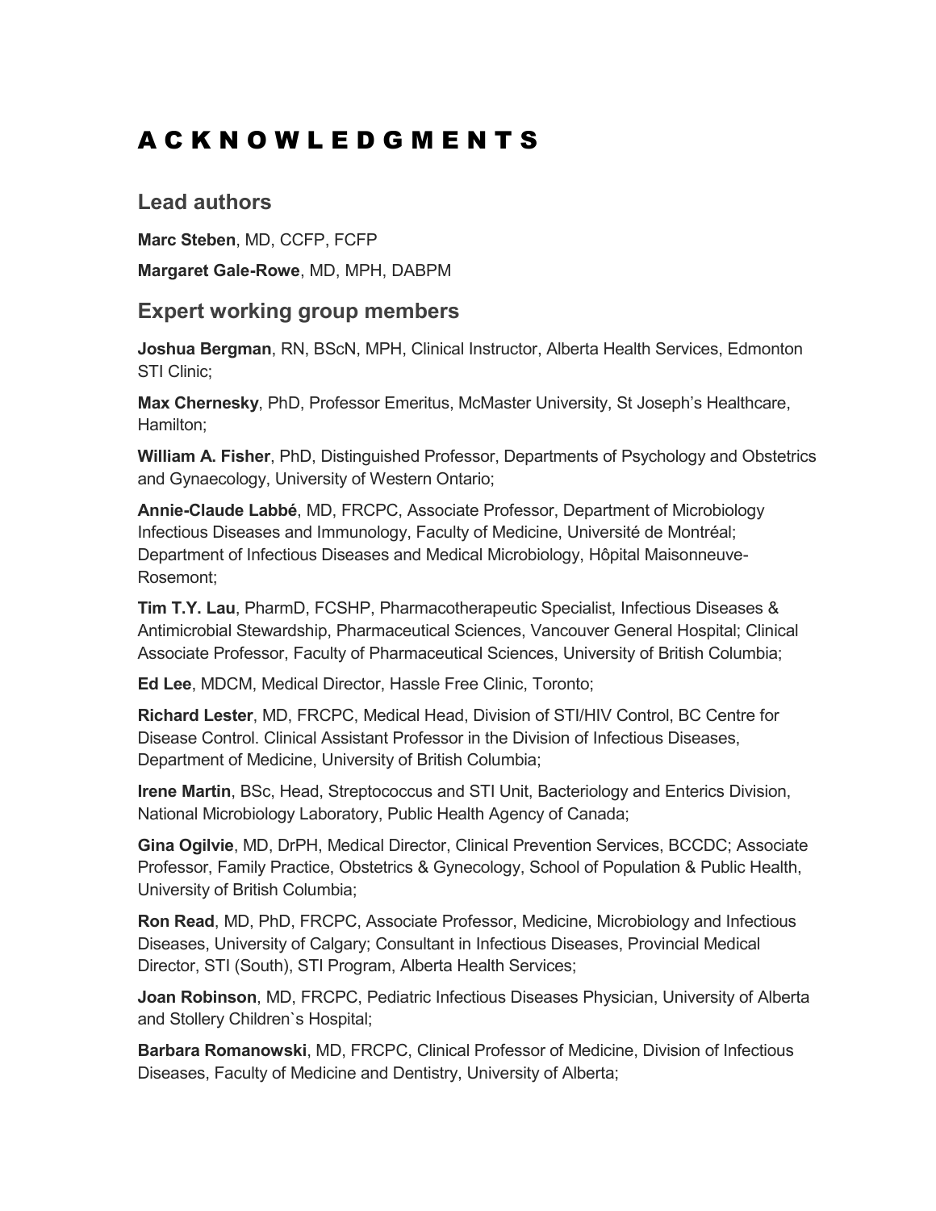# A C K N O W L E D G M E N T S

## Lead authors

**Marc Steben**, MD, CCFP, FCFP

**Margaret Gale-Rowe**, MD, MPH, DABPM

## Expert working group members

**Joshua Bergman**, RN, BScN, MPH, Clinical Instructor, Alberta Health Services, Edmonton STI Clinic;

**Max Chernesky**, PhD, Professor Emeritus, McMaster University, St Joseph's Healthcare, Hamilton;

**William A. Fisher**, PhD, Distinguished Professor, Departments of Psychology and Obstetrics and Gynaecology, University of Western Ontario;

**Annie-Claude Labbé**, MD, FRCPC, Associate Professor, Department of Microbiology Infectious Diseases and Immunology, Faculty of Medicine, Université de Montréal; Department of Infectious Diseases and Medical Microbiology, Hôpital Maisonneuve-Rosemont;

**Tim T.Y. Lau**, PharmD, FCSHP, Pharmacotherapeutic Specialist, Infectious Diseases & Antimicrobial Stewardship, Pharmaceutical Sciences, Vancouver General Hospital; Clinical Associate Professor, Faculty of Pharmaceutical Sciences, University of British Columbia;

**Ed Lee**, MDCM, Medical Director, Hassle Free Clinic, Toronto;

**Richard Lester**, MD, FRCPC, Medical Head, Division of STI/HIV Control, BC Centre for Disease Control. Clinical Assistant Professor in the Division of Infectious Diseases, Department of Medicine, University of British Columbia;

**Irene Martin**, BSc, Head, Streptococcus and STI Unit, Bacteriology and Enterics Division, National Microbiology Laboratory, Public Health Agency of Canada;

**Gina Ogilvie**, MD, DrPH, Medical Director, Clinical Prevention Services, BCCDC; Associate Professor, Family Practice, Obstetrics & Gynecology, School of Population & Public Health, University of British Columbia;

**Ron Read**, MD, PhD, FRCPC, Associate Professor, Medicine, Microbiology and Infectious Diseases, University of Calgary; Consultant in Infectious Diseases, Provincial Medical Director, STI (South), STI Program, Alberta Health Services;

**Joan Robinson**, MD, FRCPC, Pediatric Infectious Diseases Physician, University of Alberta and Stollery Children`s Hospital;

**Barbara Romanowski**, MD, FRCPC, Clinical Professor of Medicine, Division of Infectious Diseases, Faculty of Medicine and Dentistry, University of Alberta;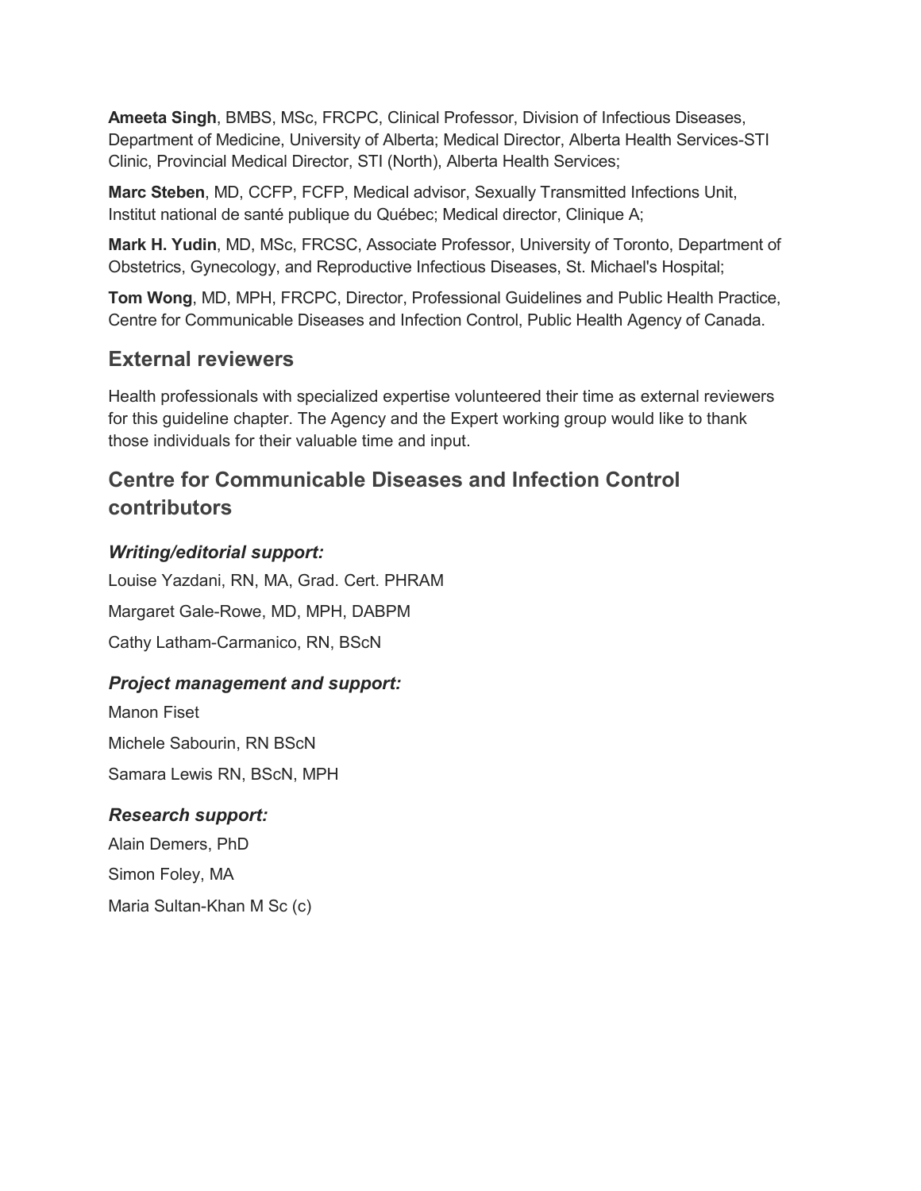**Ameeta Singh**, BMBS, MSc, FRCPC, Clinical Professor, Division of Infectious Diseases, Department of Medicine, University of Alberta; Medical Director, Alberta Health Services-STI Clinic, Provincial Medical Director, STI (North), Alberta Health Services;

**Marc Steben**, MD, CCFP, FCFP, Medical advisor, Sexually Transmitted Infections Unit, Institut national de santé publique du Québec; Medical director, Clinique A;

**Mark H. Yudin**, MD, MSc, FRCSC, Associate Professor, University of Toronto, Department of Obstetrics, Gynecology, and Reproductive Infectious Diseases, St. Michael's Hospital;

**Tom Wong**, MD, MPH, FRCPC, Director, Professional Guidelines and Public Health Practice, Centre for Communicable Diseases and Infection Control, Public Health Agency of Canada.

## External reviewers

Health professionals with specialized expertise volunteered their time as external reviewers for this guideline chapter. The Agency and the Expert working group would like to thank those individuals for their valuable time and input.

## Centre for Communicable Diseases and Infection Control contributors

### *Writing/editorial support:*

Louise Yazdani, RN, MA, Grad. Cert. PHRAM

Margaret Gale-Rowe, MD, MPH, DABPM

Cathy Latham-Carmanico, RN, BScN

### *Project management and support:*

Manon Fiset

Michele Sabourin, RN BScN

Samara Lewis RN, BScN, MPH

### *Research support:*

Alain Demers, PhD

Simon Foley, MA

Maria Sultan-Khan M Sc (c)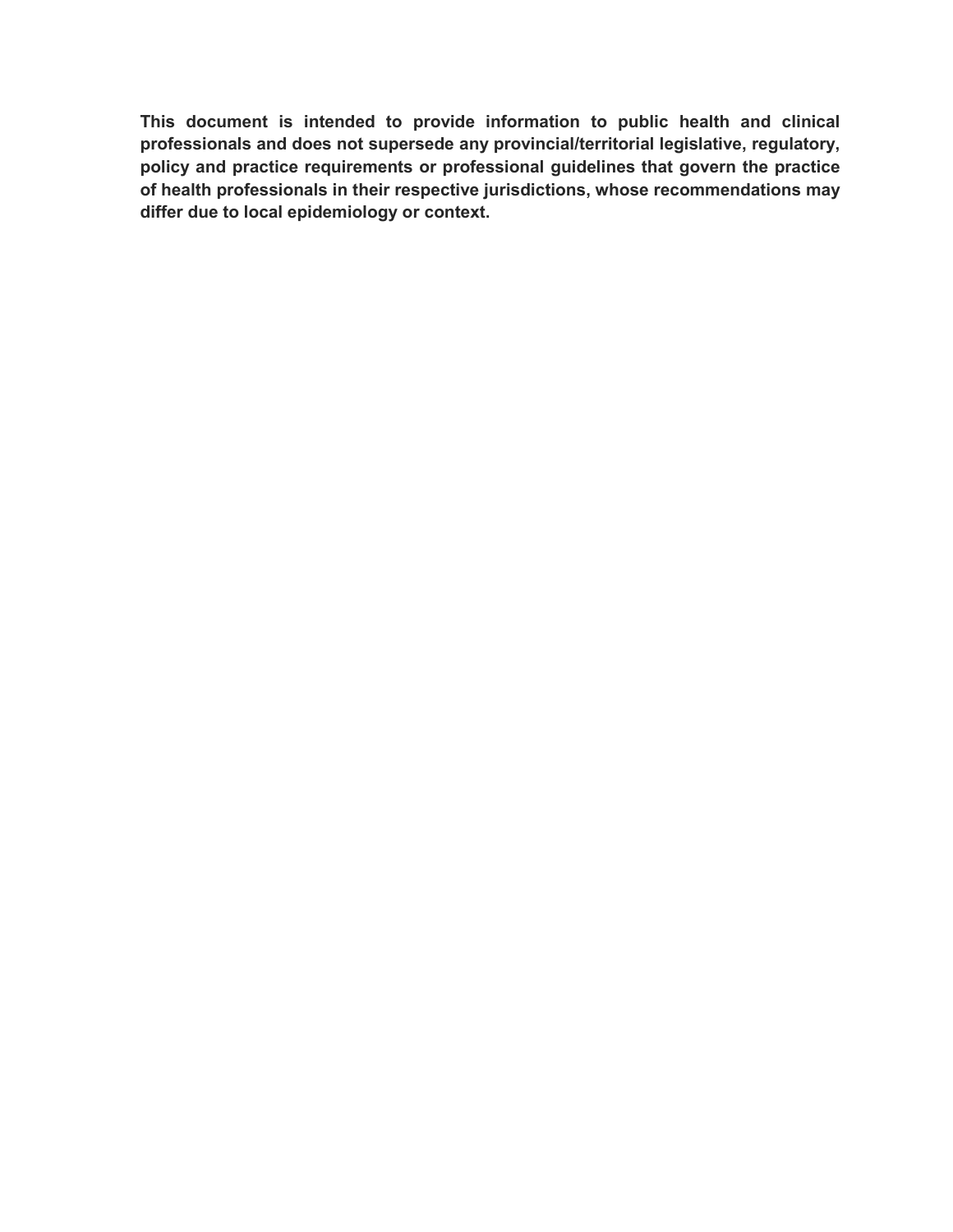**This document is intended to provide information to public health and clinical professionals and does not supersede any provincial/territorial legislative, regulatory, policy and practice requirements or professional guidelines that govern the practice of health professionals in their respective jurisdictions, whose recommendations may differ due to local epidemiology or context.**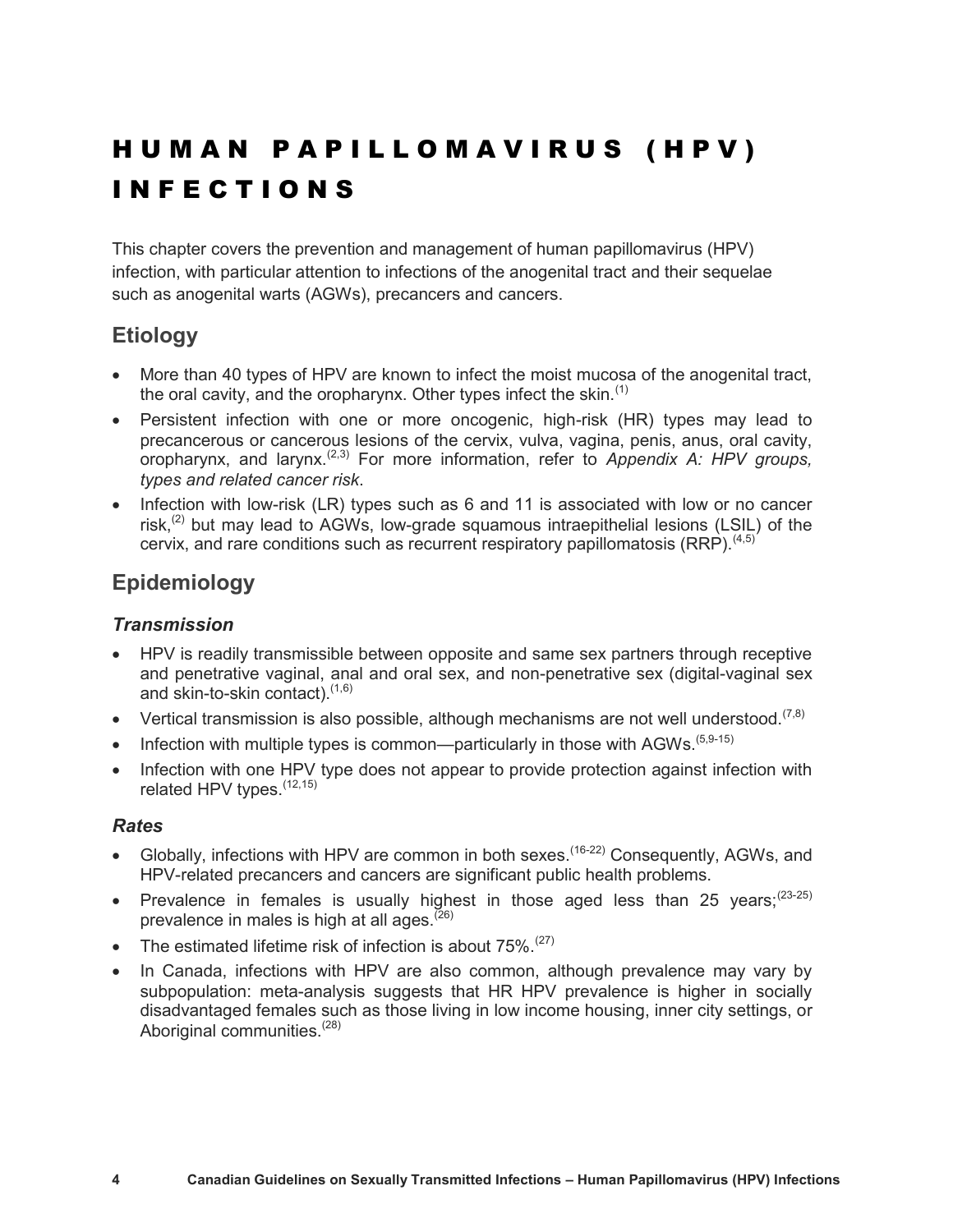# HUMAN PAPILLOMAVIRUS (HPV) INFECTIONS

This chapter covers the prevention and management of human papillomavirus (HPV) infection, with particular attention to infections of the anogenital tract and their sequelae such as anogenital warts (AGWs), precancers and cancers.

## Etiology

- More than 40 types of HPV are known to infect the moist mucosa of the anogenital tract, the oral cavity, and the oropharynx. Other types infect the skin.[1]
- Persistent infection with one or more oncogenic, high-risk (HR) types may lead to precancerous or cancerous lesions of the cervix, vulva, vagina, penis, anus, oral cavity, oropharynx, and larynx.[2,3] For more information, refer to *Appendix A: HPV groups, types and related cancer risk*.
- Infection with low-risk (LR) types such as 6 and 11 is associated with low or no cancer risk,[2] but may lead to AGWs, low-grade squamous intraepithelial lesions (LSIL) of the cervix, and rare conditions such as recurrent respiratory papillomatosis (RRP).[4,5]

## Epidemiology

### *Transmission*

- HPV is readily transmissible between opposite and same sex partners through receptive and penetrative vaginal, anal and oral sex, and non-penetrative sex (digital-vaginal sex and skin-to-skin contact).[1,6]
- Vertical transmission is also possible, although mechanisms are not well understood.[7,8]
- Infection with multiple types is common—particularly in those with AGWs.[5,9-15]
- Infection with one HPV type does not appear to provide protection against infection with related HPV types.[12,15]

### *Rates*

- Globally, infections with HPV are common in both sexes.[16-22] Consequently, AGWs, and HPV-related precancers and cancers are significant public health problems.
- Prevalence in females is usually highest in those aged less than 25 years;[23-25] prevalence in males is high at all ages.[26]
- The estimated lifetime risk of infection is about 75%.[27]
- In Canada, infections with HPV are also common, although prevalence may vary by subpopulation: meta-analysis suggests that HR HPV prevalence is higher in socially disadvantaged females such as those living in low income housing, inner city settings, or Aboriginal communities.[28]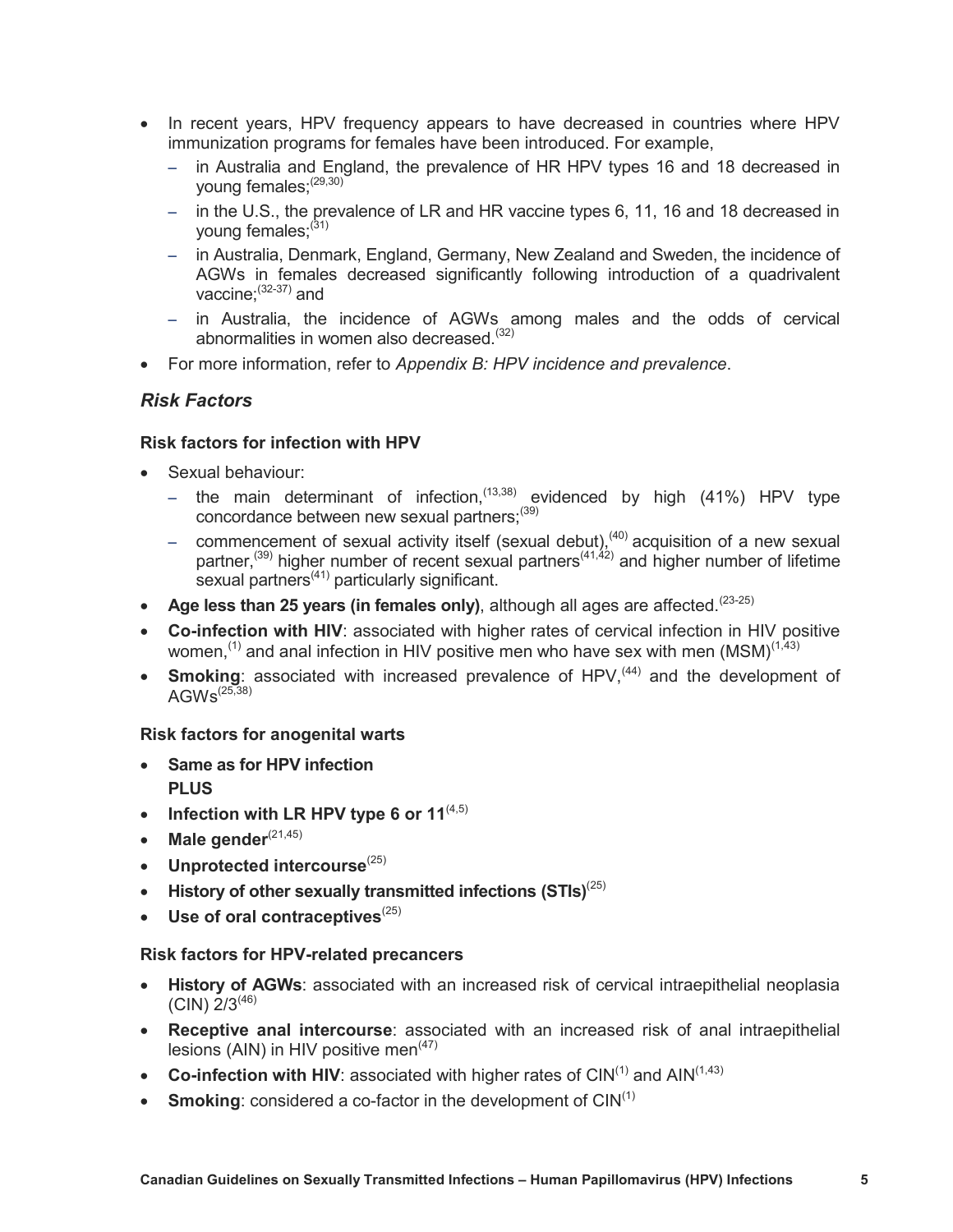- In recent years, HPV frequency appears to have decreased in countries where HPV immunization programs for females have been introduced. For example,
  - in Australia and England, the prevalence of HR HPV types 16 and 18 decreased in young females;[29,30]
  - in the U.S., the prevalence of LR and HR vaccine types 6, 11, 16 and 18 decreased in young females;[31]
  - in Australia, Denmark, England, Germany, New Zealand and Sweden, the incidence of AGWs in females decreased significantly following introduction of a quadrivalent vaccine;[32-37] and
  - in Australia, the incidence of AGWs among males and the odds of cervical abnormalities in women also decreased.[32]
- For more information, refer to *Appendix B: HPV incidence and prevalence*.

## *Risk Factors*

### Risk factors for infection with HPV

- Sexual behaviour:
  - the main determinant of infection,[13,38] evidenced by high (41%) HPV type concordance between new sexual partners;[39]
  - commencement of sexual activity itself (sexual debut),[40] acquisition of a new sexual partner,[39] higher number of recent sexual partners[41,42] and higher number of lifetime sexual partners[41] particularly significant.
- **Age less than 25 years (in females only)**, although all ages are affected.[23-25]
- **Co-infection with HIV**: associated with higher rates of cervical infection in HIV positive women,[1] and anal infection in HIV positive men who have sex with men (MSM)[1,43]
- **Smoking**: associated with increased prevalence of HPV,[44] and the development of AGWs[25,38]

### Risk factors for anogenital warts

- **Same as for HPV infection**
  **PLUS**
- **Infection with LR HPV type 6 or 11**[4,5]
- **Male gender**[21,45]
- **Unprotected intercourse**[25]
- **History of other sexually transmitted infections (STIs)**[25]
- **Use of oral contraceptives**[25]

### Risk factors for HPV-related precancers

- **History of AGWs**: associated with an increased risk of cervical intraepithelial neoplasia (CIN) 2/3[46]
- **Receptive anal intercourse**: associated with an increased risk of anal intraepithelial lesions (AIN) in HIV positive men[47]
- **Co-infection with HIV**: associated with higher rates of CIN[1] and AIN[1,43]
- **Smoking**: considered a co-factor in the development of CIN[1]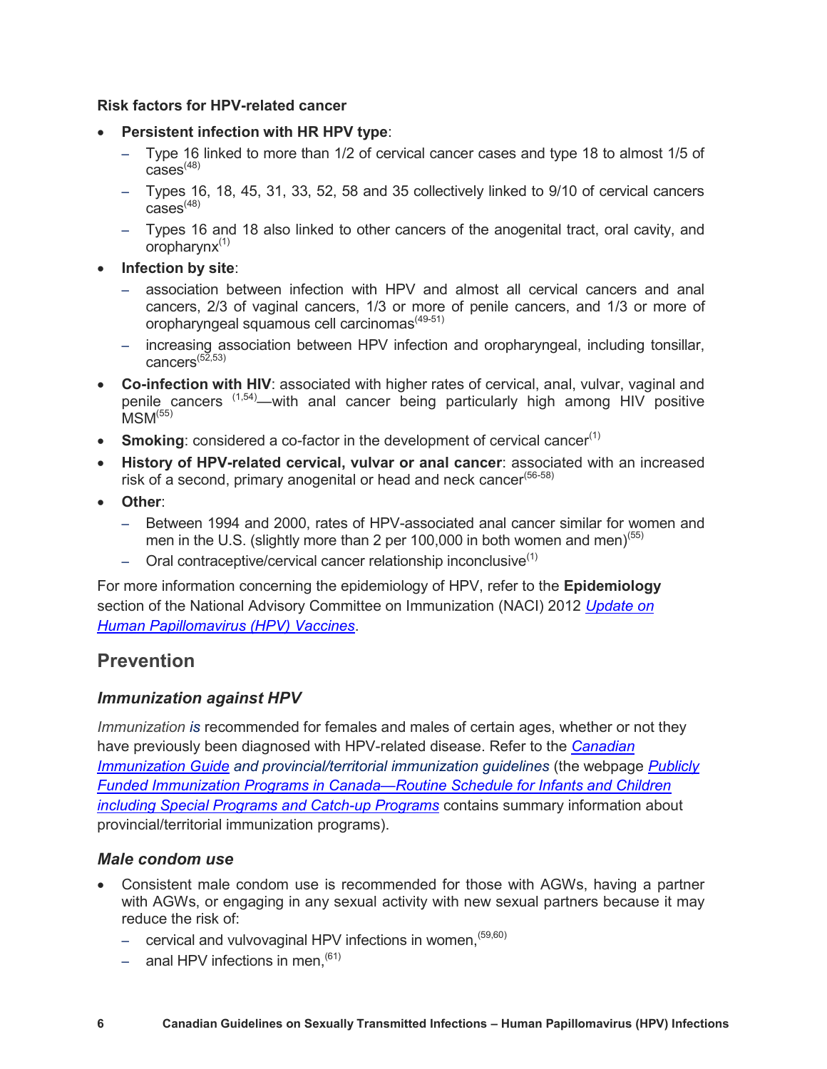**Risk factors for HPV-related cancer**

- **Persistent infection with HR HPV type**:
  - Type 16 linked to more than 1/2 of cervical cancer cases and type 18 to almost 1/5 of cases[48]
  - Types 16, 18, 45, 31, 33, 52, 58 and 35 collectively linked to 9/10 of cervical cancers cases[48]
  - Types 16 and 18 also linked to other cancers of the anogenital tract, oral cavity, and oropharynx[1]
- **Infection by site**:
  - association between infection with HPV and almost all cervical cancers and anal cancers, 2/3 of vaginal cancers, 1/3 or more of penile cancers, and 1/3 or more of oropharyngeal squamous cell carcinomas[49-51]
  - increasing association between HPV infection and oropharyngeal, including tonsillar, cancers[52,53]
- **Co-infection with HIV**: associated with higher rates of cervical, anal, vulvar, vaginal and penile cancers [1,54]—with anal cancer being particularly high among HIV positive MSM[55]
- **Smoking**: considered a co-factor in the development of cervical cancer[1]
- **History of HPV-related cervical, vulvar or anal cancer**: associated with an increased risk of a second, primary anogenital or head and neck cancer[56-58]
- **Other**:
  - Between 1994 and 2000, rates of HPV-associated anal cancer similar for women and men in the U.S. (slightly more than 2 per 100,000 in both women and men)[55]
  - Oral contraceptive/cervical cancer relationship inconclusive[1]

For more information concerning the epidemiology of HPV, refer to the **Epidemiology** section of the National Advisory Committee on Immunization (NACI) 2012 *Update on Human Papillomavirus (HPV) Vaccines*.

## Prevention

### *Immunization against HPV*

*Immunization is* recommended for females and males of certain ages, whether or not they have previously been diagnosed with HPV-related disease. Refer to the *Canadian Immunization Guide and provincial/territorial immunization guidelines* (the webpage *Publicly Funded Immunization Programs in Canada—Routine Schedule for Infants and Children including Special Programs and Catch-up Programs* contains summary information about provincial/territorial immunization programs).

### *Male condom use*

- Consistent male condom use is recommended for those with AGWs, having a partner with AGWs, or engaging in any sexual activity with new sexual partners because it may reduce the risk of:
  - cervical and vulvovaginal HPV infections in women,[59,60]
  - anal HPV infections in men,[61]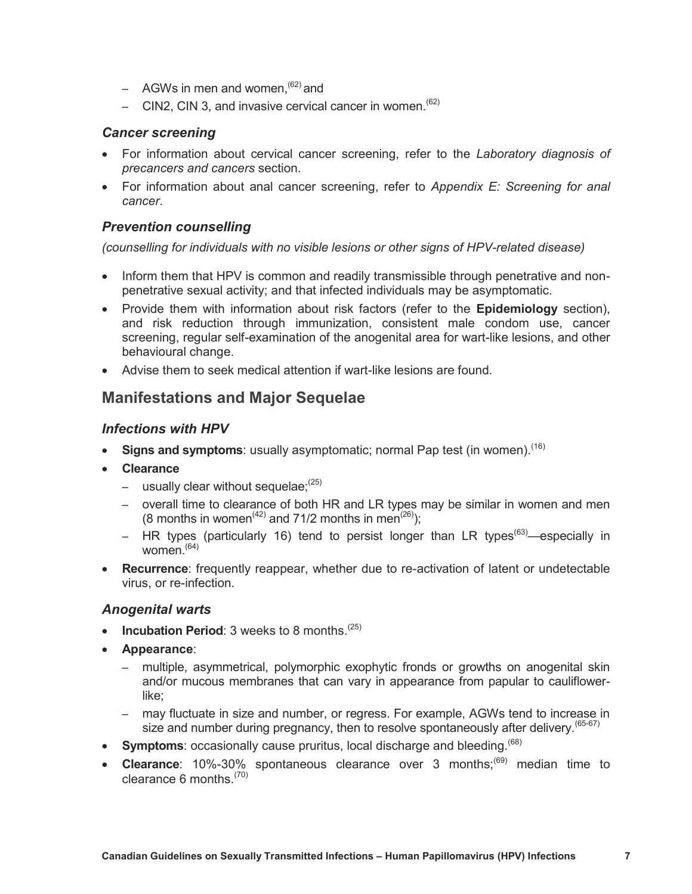- AGWs in men and women,[62] and
- CIN2, CIN 3, and invasive cervical cancer in women.[62]

### *Cancer screening*

- For information about cervical cancer screening, refer to the *Laboratory diagnosis of precancers and cancers* section.
- For information about anal cancer screening, refer to *Appendix E: Screening for anal cancer*.

### *Prevention counselling*

*(counselling for individuals with no visible lesions or other signs of HPV-related disease)*

- Inform them that HPV is common and readily transmissible through penetrative and non-penetrative sexual activity; and that infected individuals may be asymptomatic.
- Provide them with information about risk factors (refer to the **Epidemiology** section), and risk reduction through immunization, consistent male condom use, cancer screening, regular self-examination of the anogenital area for wart-like lesions, and other behavioural change.
- Advise them to seek medical attention if wart-like lesions are found.

## Manifestations and Major Sequelae

### *Infections with HPV*

- **Signs and symptoms**: usually asymptomatic; normal Pap test (in women).[16]
- **Clearance**
  - usually clear without sequelae;[25]
  - overall time to clearance of both HR and LR types may be similar in women and men (8 months in women[42] and 71/2 months in men[26]);
  - HR types (particularly 16) tend to persist longer than LR types[63]—especially in women.[64]
- **Recurrence**: frequently reappear, whether due to re-activation of latent or undetectable virus, or re-infection.

### *Anogenital warts*

- **Incubation Period**: 3 weeks to 8 months.[25]
- **Appearance**:
  - multiple, asymmetrical, polymorphic exophytic fronds or growths on anogenital skin and/or mucous membranes that can vary in appearance from papular to cauliflower-like;
  - may fluctuate in size and number, or regress. For example, AGWs tend to increase in size and number during pregnancy, then to resolve spontaneously after delivery.[65-67]
- **Symptoms**: occasionally cause pruritus, local discharge and bleeding.[68]
- **Clearance**: 10%-30% spontaneous clearance over 3 months;[69] median time to clearance 6 months.[70]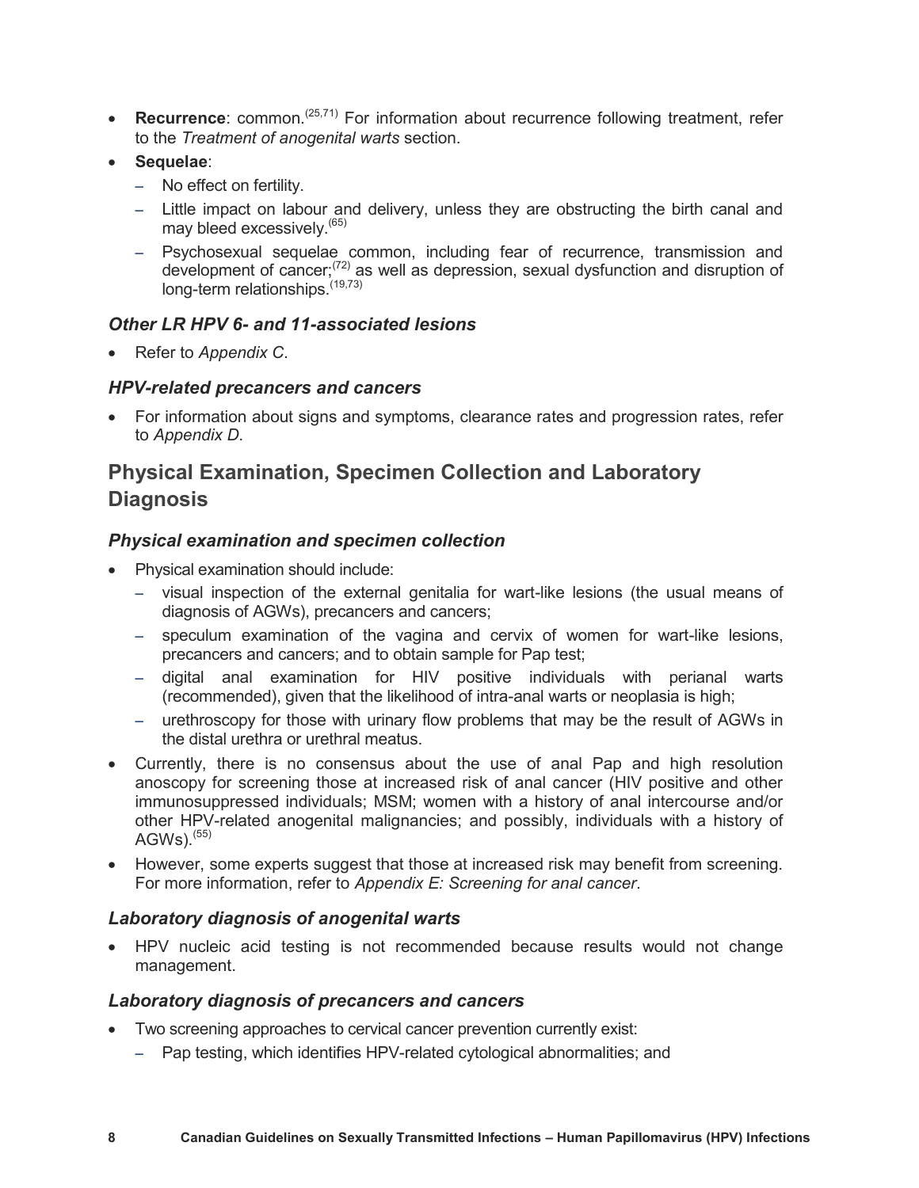- **Recurrence**: common.[25,71] For information about recurrence following treatment, refer to the *Treatment of anogenital warts* section.
- **Sequelae**:
  - No effect on fertility.
  - Little impact on labour and delivery, unless they are obstructing the birth canal and may bleed excessively.[65]
  - Psychosexual sequelae common, including fear of recurrence, transmission and development of cancer;[72] as well as depression, sexual dysfunction and disruption of long-term relationships.[19,73]

### *Other LR HPV 6- and 11-associated lesions*

- Refer to *Appendix C*.

### *HPV-related precancers and cancers*

- For information about signs and symptoms, clearance rates and progression rates, refer to *Appendix D*.

## Physical Examination, Specimen Collection and Laboratory Diagnosis

### *Physical examination and specimen collection*

- Physical examination should include:
  - visual inspection of the external genitalia for wart-like lesions (the usual means of diagnosis of AGWs), precancers and cancers;
  - speculum examination of the vagina and cervix of women for wart-like lesions, precancers and cancers; and to obtain sample for Pap test;
  - digital anal examination for HIV positive individuals with perianal warts (recommended), given that the likelihood of intra-anal warts or neoplasia is high;
  - urethroscopy for those with urinary flow problems that may be the result of AGWs in the distal urethra or urethral meatus.
- Currently, there is no consensus about the use of anal Pap and high resolution anoscopy for screening those at increased risk of anal cancer (HIV positive and other immunosuppressed individuals; MSM; women with a history of anal intercourse and/or other HPV-related anogenital malignancies; and possibly, individuals with a history of AGWs).[55]
- However, some experts suggest that those at increased risk may benefit from screening. For more information, refer to *Appendix E: Screening for anal cancer*.

### *Laboratory diagnosis of anogenital warts*

- HPV nucleic acid testing is not recommended because results would not change management.

### *Laboratory diagnosis of precancers and cancers*

- Two screening approaches to cervical cancer prevention currently exist:
  - Pap testing, which identifies HPV-related cytological abnormalities; and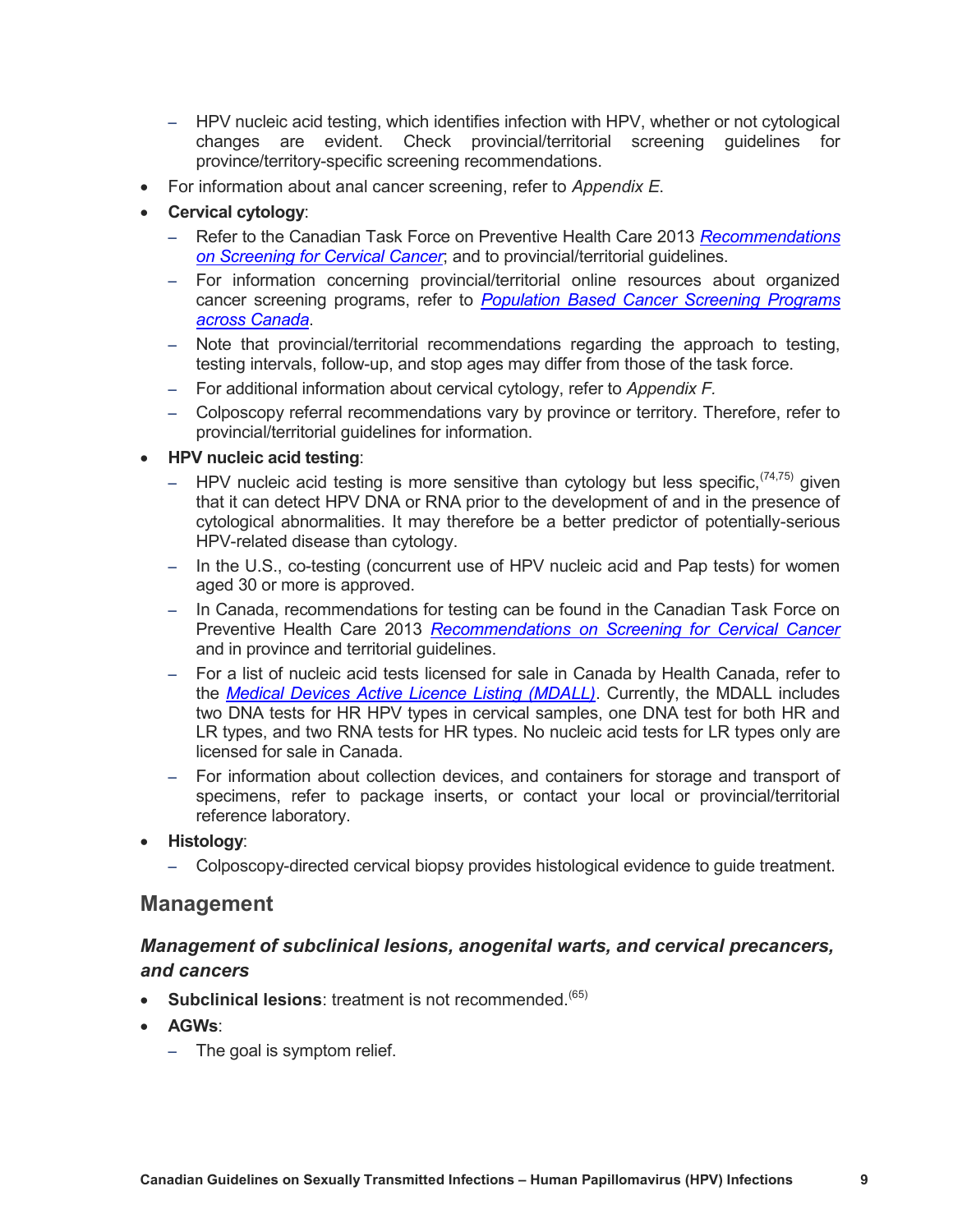- HPV nucleic acid testing, which identifies infection with HPV, whether or not cytological changes are evident. Check provincial/territorial screening guidelines for province/territory-specific screening recommendations.
- For information about anal cancer screening, refer to *Appendix E*.
- **Cervical cytology**:
  - Refer to the Canadian Task Force on Preventive Health Care 2013 [*Recommendations on Screening for Cervical Cancer*]; and to provincial/territorial guidelines.
  - For information concerning provincial/territorial online resources about organized cancer screening programs, refer to *Population Based Cancer Screening Programs across Canada*.
  - Note that provincial/territorial recommendations regarding the approach to testing, testing intervals, follow-up, and stop ages may differ from those of the task force.
  - For additional information about cervical cytology, refer to *Appendix F.*
  - Colposcopy referral recommendations vary by province or territory. Therefore, refer to provincial/territorial guidelines for information.
- **HPV nucleic acid testing**:
  - HPV nucleic acid testing is more sensitive than cytology but less specific,[74,75] given that it can detect HPV DNA or RNA prior to the development of and in the presence of cytological abnormalities. It may therefore be a better predictor of potentially-serious HPV-related disease than cytology.
  - In the U.S., co-testing (concurrent use of HPV nucleic acid and Pap tests) for women aged 30 or more is approved.
  - In Canada, recommendations for testing can be found in the Canadian Task Force on Preventive Health Care 2013 *Recommendations on Screening for Cervical Cancer* and in province and territorial guidelines.
  - For a list of nucleic acid tests licensed for sale in Canada by Health Canada, refer to the *Medical Devices Active Licence Listing (MDALL)*. Currently, the MDALL includes two DNA tests for HR HPV types in cervical samples, one DNA test for both HR and LR types, and two RNA tests for HR types. No nucleic acid tests for LR types only are licensed for sale in Canada.
  - For information about collection devices, and containers for storage and transport of specimens, refer to package inserts, or contact your local or provincial/territorial reference laboratory.
- **Histology**:
  - Colposcopy-directed cervical biopsy provides histological evidence to guide treatment.

## Management

### *Management of subclinical lesions, anogenital warts, and cervical precancers, and cancers*

- **Subclinical lesions**: treatment is not recommended.[65]
- **AGWs**:
  - The goal is symptom relief.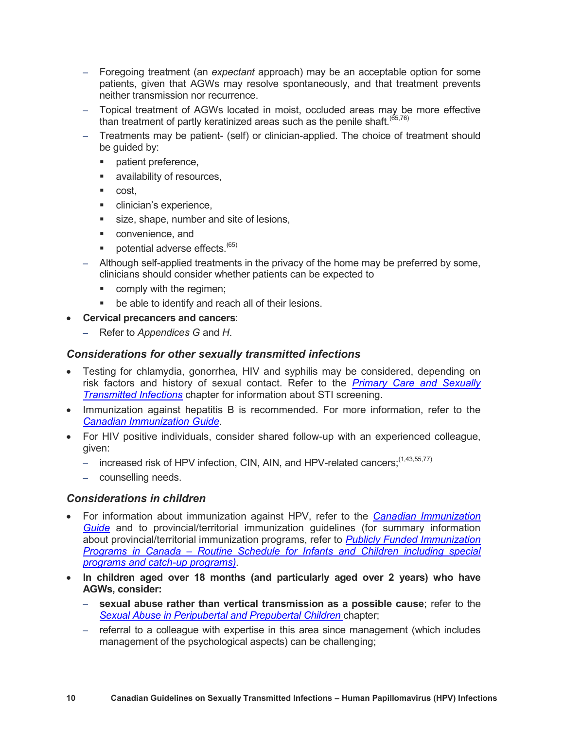- Foregoing treatment (an *expectant* approach) may be an acceptable option for some patients, given that AGWs may resolve spontaneously, and that treatment prevents neither transmission nor recurrence.
  - Topical treatment of AGWs located in moist, occluded areas may be more effective than treatment of partly keratinized areas such as the penile shaft.[65,76]
  - Treatments may be patient- (self) or clinician-applied. The choice of treatment should be guided by:
    - patient preference,
    - availability of resources,
    - cost,
    - clinician's experience,
    - size, shape, number and site of lesions,
    - convenience, and
    - potential adverse effects.[65]
  - Although self-applied treatments in the privacy of the home may be preferred by some, clinicians should consider whether patients can be expected to
    - comply with the regimen;
    - be able to identify and reach all of their lesions.
- **Cervical precancers and cancers**:
  - Refer to *Appendices G* and *H*.

### *Considerations for other sexually transmitted infections*

- Testing for chlamydia, gonorrhea, HIV and syphilis may be considered, depending on risk factors and history of sexual contact. Refer to the *Primary Care and Sexually Transmitted Infections* chapter for information about STI screening.
- Immunization against hepatitis B is recommended. For more information, refer to the *Canadian Immunization Guide*.
- For HIV positive individuals, consider shared follow-up with an experienced colleague, given:
  - increased risk of HPV infection, CIN, AIN, and HPV-related cancers;[1,43,55,77]
  - counselling needs.

### *Considerations in children*

- For information about immunization against HPV, refer to the *Canadian Immunization Guide* and to provincial/territorial immunization guidelines (for summary information about provincial/territorial immunization programs, refer to *Publicly Funded Immunization Programs in Canada – Routine Schedule for Infants and Children including special programs and catch-up programs)*.
- **In children aged over 18 months (and particularly aged over 2 years) who have AGWs, consider:**
  - **sexual abuse rather than vertical transmission as a possible cause**; refer to the *Sexual Abuse in Peripubertal and Prepubertal Children* chapter;
  - referral to a colleague with expertise in this area since management (which includes management of the psychological aspects) can be challenging;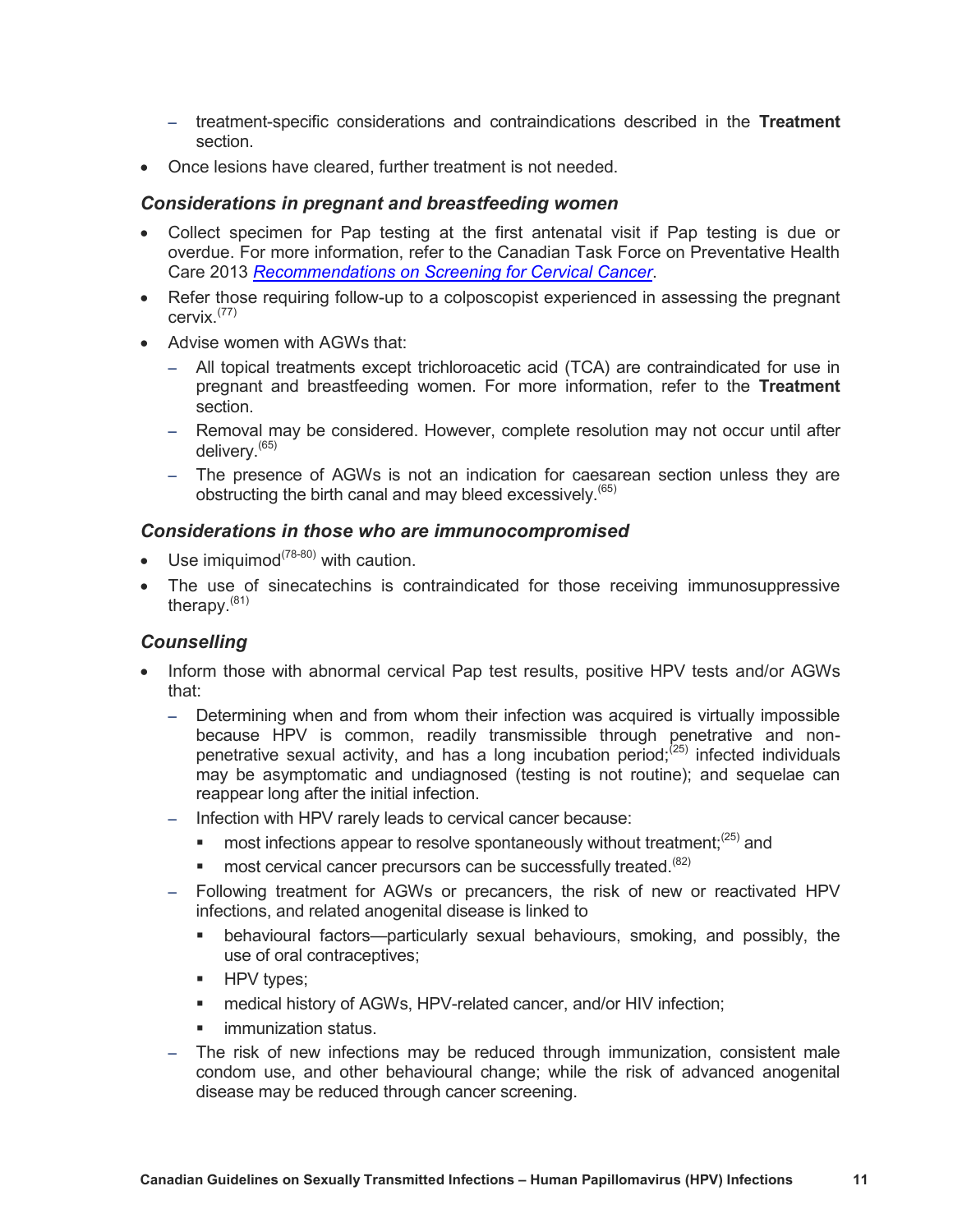- treatment-specific considerations and contraindications described in the **Treatment** section.
- Once lesions have cleared, further treatment is not needed.

### *Considerations in pregnant and breastfeeding women*

- Collect specimen for Pap testing at the first antenatal visit if Pap testing is due or overdue. For more information, refer to the Canadian Task Force on Preventative Health Care 2013 *Recommendations on Screening for Cervical Cancer*.
- Refer those requiring follow-up to a colposcopist experienced in assessing the pregnant cervix.[77]
- Advise women with AGWs that:
  - All topical treatments except trichloroacetic acid (TCA) are contraindicated for use in pregnant and breastfeeding women. For more information, refer to the **Treatment** section.
  - Removal may be considered. However, complete resolution may not occur until after delivery.[65]
  - The presence of AGWs is not an indication for caesarean section unless they are obstructing the birth canal and may bleed excessively.[65]

### *Considerations in those who are immunocompromised*

- Use imiquimod[78-80] with caution.
- The use of sinecatechins is contraindicated for those receiving immunosuppressive therapy.[81]

### *Counselling*

- Inform those with abnormal cervical Pap test results, positive HPV tests and/or AGWs that:
  - Determining when and from whom their infection was acquired is virtually impossible because HPV is common, readily transmissible through penetrative and non-penetrative sexual activity, and has a long incubation period;[25] infected individuals may be asymptomatic and undiagnosed (testing is not routine); and sequelae can reappear long after the initial infection.
  - Infection with HPV rarely leads to cervical cancer because:
    - most infections appear to resolve spontaneously without treatment;[25] and
    - most cervical cancer precursors can be successfully treated.[82]
  - Following treatment for AGWs or precancers, the risk of new or reactivated HPV infections, and related anogenital disease is linked to
    - behavioural factors—particularly sexual behaviours, smoking, and possibly, the use of oral contraceptives;
    - HPV types;
    - medical history of AGWs, HPV-related cancer, and/or HIV infection;
    - immunization status.
  - The risk of new infections may be reduced through immunization, consistent male condom use, and other behavioural change; while the risk of advanced anogenital disease may be reduced through cancer screening.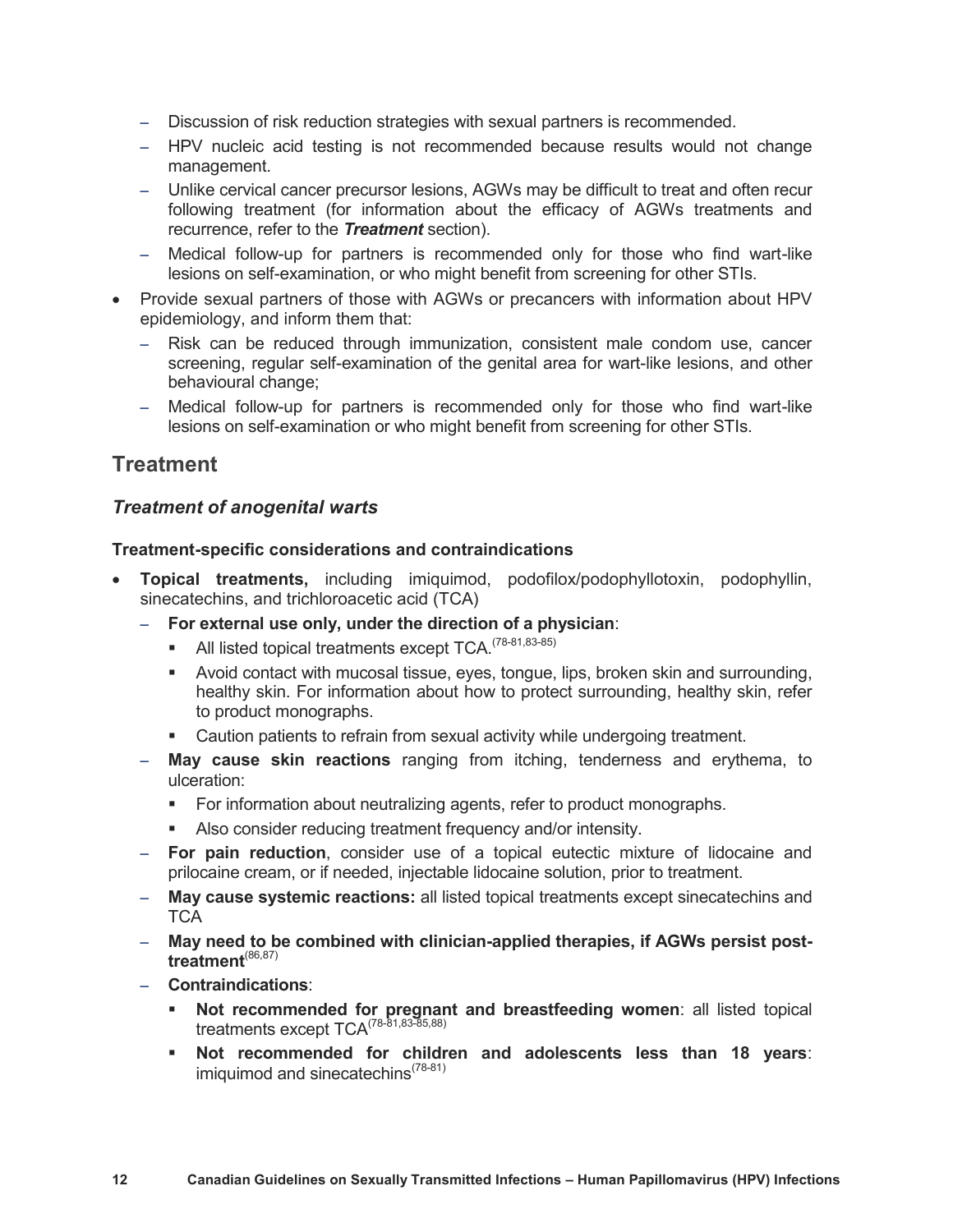- Discussion of risk reduction strategies with sexual partners is recommended.
  - HPV nucleic acid testing is not recommended because results would not change management.
  - Unlike cervical cancer precursor lesions, AGWs may be difficult to treat and often recur following treatment (for information about the efficacy of AGWs treatments and recurrence, refer to the ***Treatment*** section).
  - Medical follow-up for partners is recommended only for those who find wart-like lesions on self-examination, or who might benefit from screening for other STIs.
- Provide sexual partners of those with AGWs or precancers with information about HPV epidemiology, and inform them that:
  - Risk can be reduced through immunization, consistent male condom use, cancer screening, regular self-examination of the genital area for wart-like lesions, and other behavioural change;
  - Medical follow-up for partners is recommended only for those who find wart-like lesions on self-examination or who might benefit from screening for other STIs.

## Treatment

### *Treatment of anogenital warts*

#### Treatment-specific considerations and contraindications

- **Topical treatments,** including imiquimod, podofilox/podophyllotoxin, podophyllin, sinecatechins, and trichloroacetic acid (TCA)
  - **For external use only, under the direction of a physician**:
    - All listed topical treatments except TCA.[78-81,83-85]
    - Avoid contact with mucosal tissue, eyes, tongue, lips, broken skin and surrounding, healthy skin. For information about how to protect surrounding, healthy skin, refer to product monographs.
    - Caution patients to refrain from sexual activity while undergoing treatment.
  - **May cause skin reactions** ranging from itching, tenderness and erythema, to ulceration:
    - For information about neutralizing agents, refer to product monographs.
    - Also consider reducing treatment frequency and/or intensity.
  - **For pain reduction**, consider use of a topical eutectic mixture of lidocaine and prilocaine cream, or if needed, injectable lidocaine solution, prior to treatment.
  - **May cause systemic reactions:** all listed topical treatments except sinecatechins and TCA
  - **May need to be combined with clinician-applied therapies, if AGWs persist post-treatment**[86,87]
  - **Contraindications**:
    - **Not recommended for pregnant and breastfeeding women**: all listed topical treatments except TCA[78-81,83-85,88]
    - **Not recommended for children and adolescents less than 18 years**: imiquimod and sinecatechins[78-81]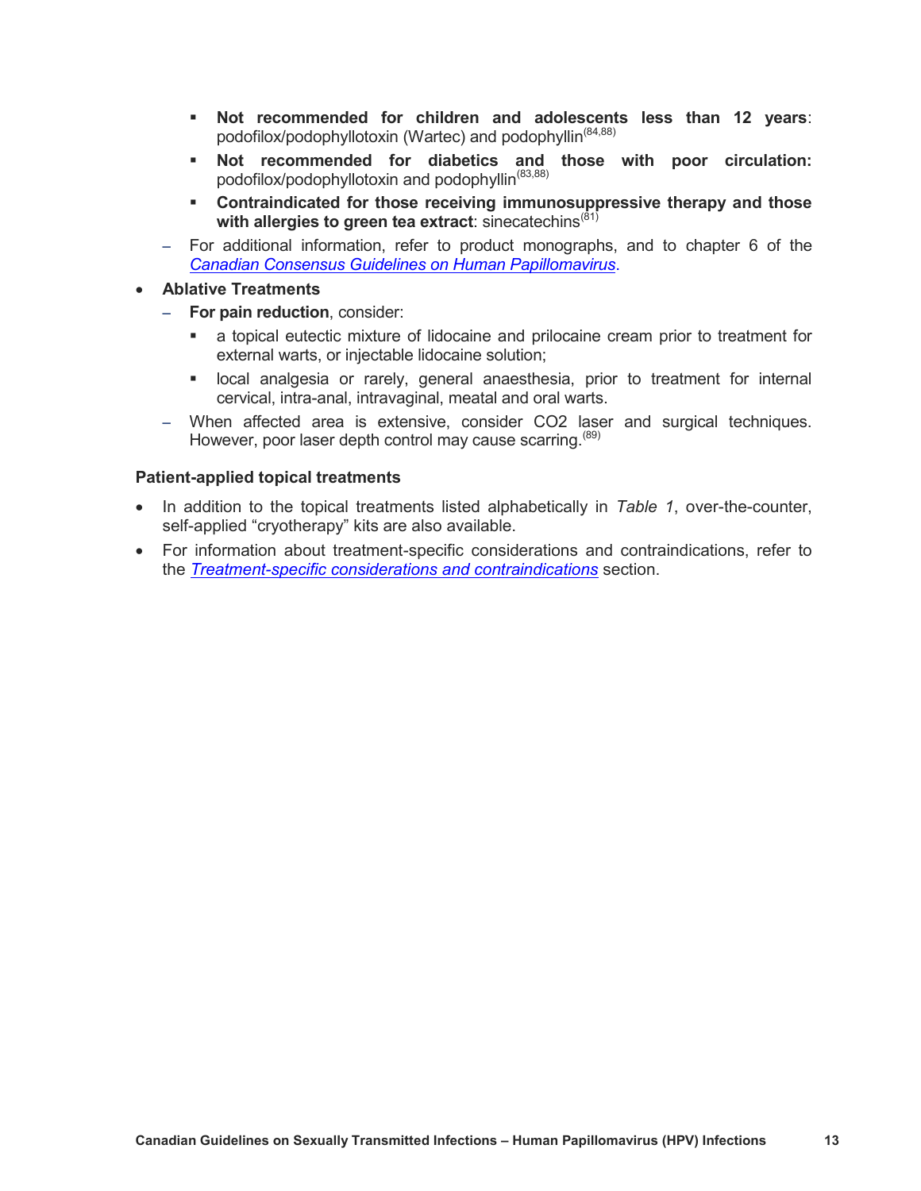- **Not recommended for children and adolescents less than 12 years**: podofilox/podophyllotoxin (Wartec) and podophyllin[84,88]
        - **Not recommended for diabetics and those with poor circulation:** podofilox/podophyllotoxin and podophyllin[83,88]
        - **Contraindicated for those receiving immunosuppressive therapy and those with allergies to green tea extract**: sinecatechins[81]
    - For additional information, refer to product monographs, and to chapter 6 of the *Canadian Consensus Guidelines on Human Papillomavirus*.
- **Ablative Treatments**
    - **For pain reduction**, consider:
        - a topical eutectic mixture of lidocaine and prilocaine cream prior to treatment for external warts, or injectable lidocaine solution;
        - local analgesia or rarely, general anaesthesia, prior to treatment for internal cervical, intra-anal, intravaginal, meatal and oral warts.
    - When affected area is extensive, consider $CO_2$ laser and surgical techniques. However, poor laser depth control may cause scarring.[89]

### Patient-applied topical treatments

- In addition to the topical treatments listed alphabetically in *Table 1*, over-the-counter, self-applied "cryotherapy" kits are also available.
- For information about treatment-specific considerations and contraindications, refer to the *Treatment-specific considerations and contraindications* section.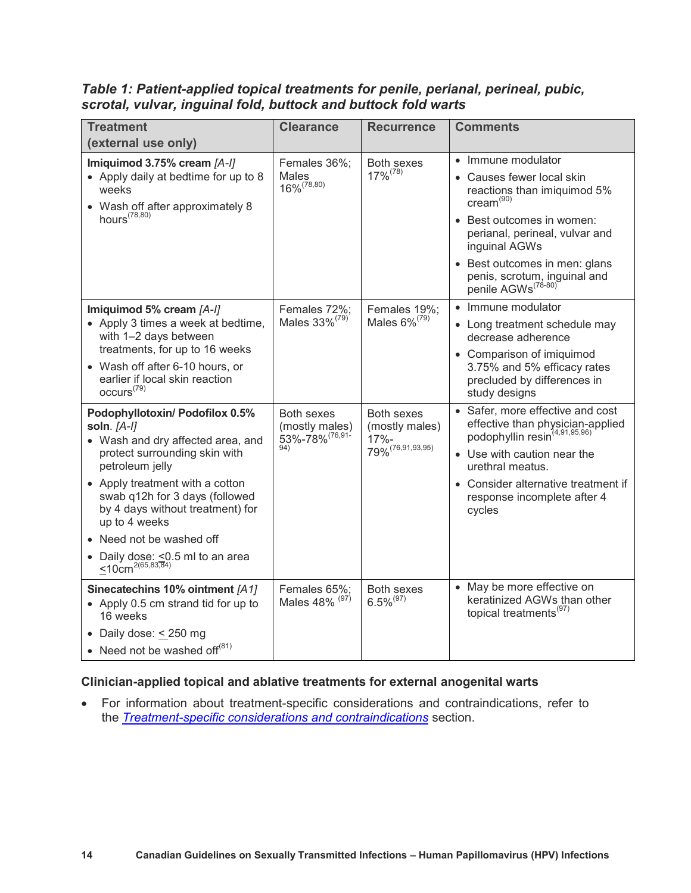***Table 1: Patient-applied topical treatments for penile, perianal, perineal, pubic, scrotal, vulvar, inguinal fold, buttock and buttock fold warts***

| Treatment (external use only) | Clearance | Recurrence | Comments |
|---|---|---|---|
| **Imiquimod 3.75% cream** *[A-I]*<br>• Apply daily at bedtime for up to 8 weeks<br>• Wash off after approximately 8 hours[78,80] | Females 36%; Males 16%[78,80] | Both sexes 17%[78] | • Immune modulator<br>• Causes fewer local skin reactions than imiquimod 5% cream[90]<br>• Best outcomes in women: perianal, perineal, vulvar and inguinal AGWs<br>• Best outcomes in men: glans penis, scrotum, inguinal and penile AGWs[78-80] |
| **Imiquimod 5% cream** *[A-I]*<br>• Apply 3 times a week at bedtime, with 1–2 days between treatments, for up to 16 weeks<br>• Wash off after 6-10 hours, or earlier if local skin reaction occurs[79] | Females 72%; Males 33%[79] | Females 19%; Males 6%[79] | • Immune modulator<br>• Long treatment schedule may decrease adherence<br>• Comparison of imiquimod 3.75% and 5% efficacy rates precluded by differences in study designs |
| **Podophyllotoxin/ Podofilox 0.5% soln**. *[A-I]*<br>• Wash and dry affected area, and protect surrounding skin with petroleum jelly<br>• Apply treatment with a cotton swab q12h for 3 days (followed by 4 days without treatment) for up to 4 weeks<br>• Need not be washed off<br>• Daily dose: ≤0.5 ml to an area ≤10cm2[65,83,84] | Both sexes (mostly males) 53%-78%[76,91-94] | Both sexes (mostly males) 17%-79%[76,91,93,95] | • Safer, more effective and cost effective than physician-applied podophyllin resin[4,91,95,96]<br>• Use with caution near the urethral meatus.<br>• Consider alternative treatment if response incomplete after 4 cycles |
| **Sinecatechins 10% ointment** *[A1]*<br>• Apply 0.5 cm strand tid for up to 16 weeks<br>• Daily dose: ≤ 250 mg<br>• Need not be washed off[81] | Females 65%; Males 48% [97] | Both sexes 6.5%[97] | • May be more effective on keratinized AGWs than other topical treatments[97] |

**Clinician-applied topical and ablative treatments for external anogenital warts**

- For information about treatment-specific considerations and contraindications, refer to the *Treatment-specific considerations and contraindications* section.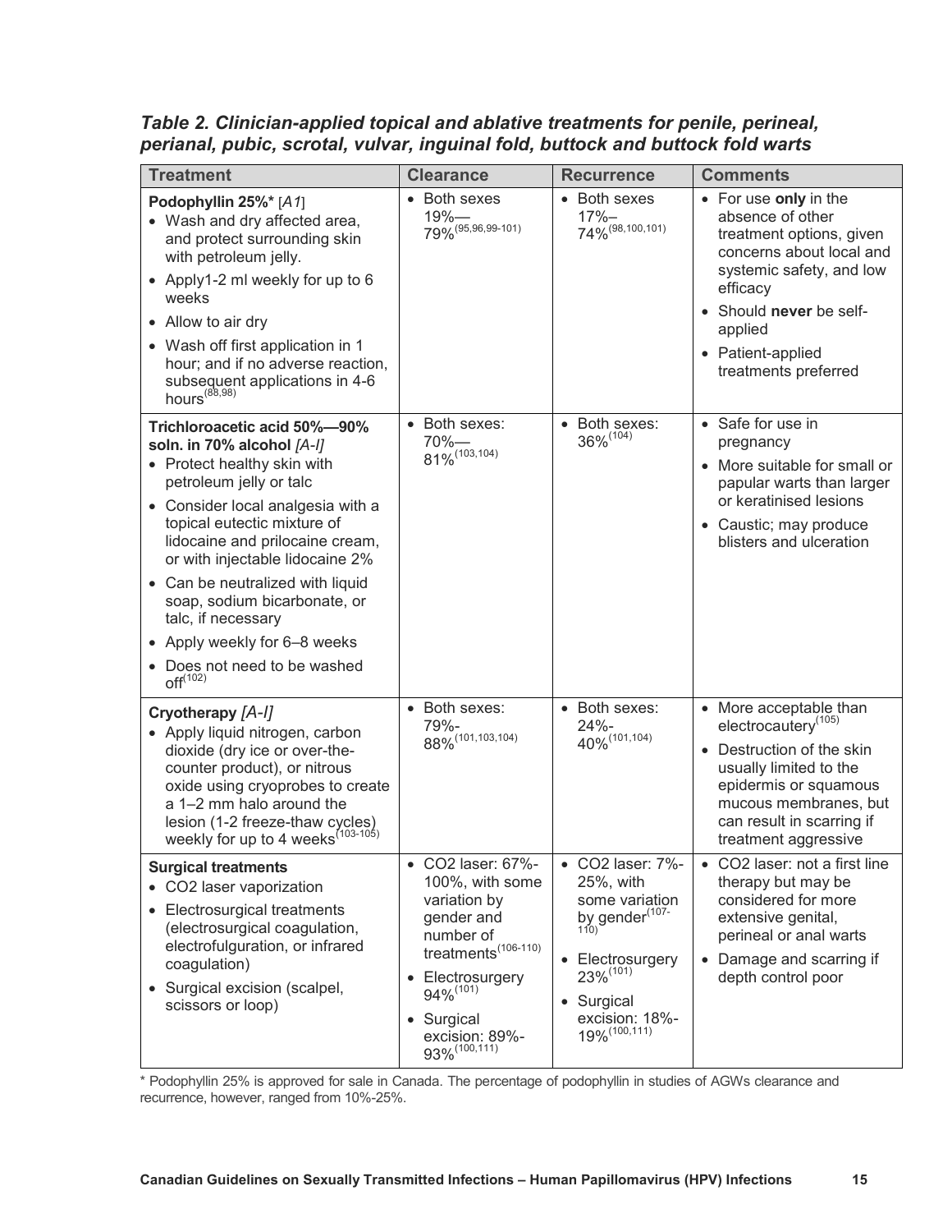### *Table 2. Clinician-applied topical and ablative treatments for penile, perineal, perianal, pubic, scrotal, vulvar, inguinal fold, buttock and buttock fold warts*

| Treatment | Clearance | Recurrence | Comments |
|---|---|---|---|
| **Podophyllin 25%*** [*A1*]<br>• Wash and dry affected area, and protect surrounding skin with petroleum jelly.<br>• Apply1-2 ml weekly for up to 6 weeks<br>• Allow to air dry<br>• Wash off first application in 1 hour; and if no adverse reaction, subsequent applications in 4-6 hours[88,98] | • Both sexes 19%—79%[95,96,99-101] | • Both sexes 17%–74%[98,100,101] | • For use **only** in the absence of other treatment options, given concerns about local and systemic safety, and low efficacy<br>• Should **never** be self-applied<br>• Patient-applied treatments preferred |
| **Trichloroacetic acid 50%—90% soln. in 70% alcohol** *[A-I]*<br>• Protect healthy skin with petroleum jelly or talc<br>• Consider local analgesia with a topical eutectic mixture of lidocaine and prilocaine cream, or with injectable lidocaine 2%<br>• Can be neutralized with liquid soap, sodium bicarbonate, or talc, if necessary<br>• Apply weekly for 6–8 weeks<br>• Does not need to be washed off[102] | • Both sexes: 70%—81%[103,104] | • Both sexes: 36%[104] | • Safe for use in pregnancy<br>• More suitable for small or papular warts than larger or keratinised lesions<br>• Caustic; may produce blisters and ulceration |
| **Cryotherapy** *[A-I]*<br>• Apply liquid nitrogen, carbon dioxide (dry ice or over-the-counter product), or nitrous oxide using cryoprobes to create a 1–2 mm halo around the lesion (1-2 freeze-thaw cycles) weekly for up to 4 weeks[103-105] | • Both sexes: 79%-88%[101,103,104] | • Both sexes: 24%-40%[101,104] | • More acceptable than electrocautery[105]<br>• Destruction of the skin usually limited to the epidermis or squamous mucous membranes, but can result in scarring if treatment aggressive |
| **Surgical treatments**<br>• CO2 laser vaporization<br>• Electrosurgical treatments (electrosurgical coagulation, electrofulguration, or infrared coagulation)<br>• Surgical excision (scalpel, scissors or loop) | • CO2 laser: 67%-100%, with some variation by gender and number of treatments[106-110]<br>• Electrosurgery 94%[101]<br>• Surgical excision: 89%-93%[100,111] | • CO2 laser: 7%-25%, with some variation by gender[107-110]<br>• Electrosurgery 23%[101]<br>• Surgical excision: 18%-19%[100,111] | • CO2 laser: not a first line therapy but may be considered for more extensive genital, perineal or anal warts<br>• Damage and scarring if depth control poor |

\* Podophyllin 25% is approved for sale in Canada. The percentage of podophyllin in studies of AGWs clearance and recurrence, however, ranged from 10%-25%.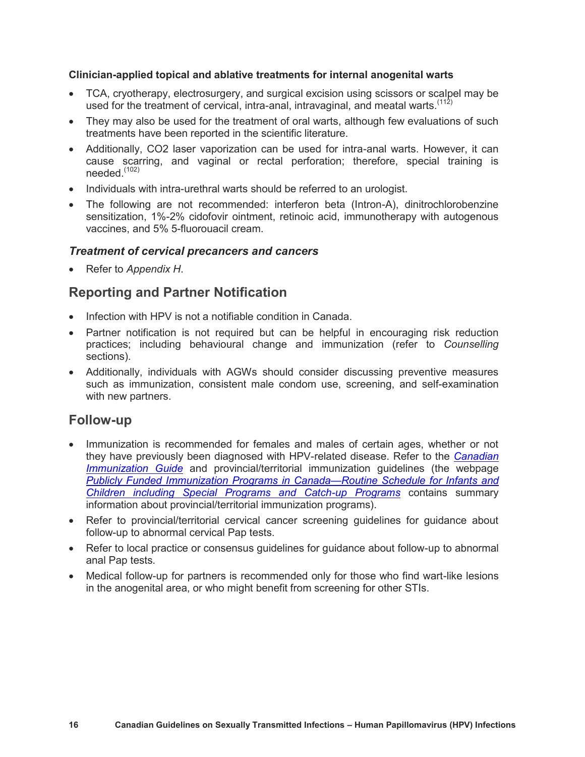**Clinician-applied topical and ablative treatments for internal anogenital warts**

- TCA, cryotherapy, electrosurgery, and surgical excision using scissors or scalpel may be used for the treatment of cervical, intra-anal, intravaginal, and meatal warts.[112]
- They may also be used for the treatment of oral warts, although few evaluations of such treatments have been reported in the scientific literature.
- Additionally, CO2 laser vaporization can be used for intra-anal warts. However, it can cause scarring, and vaginal or rectal perforation; therefore, special training is needed.[102]
- Individuals with intra-urethral warts should be referred to an urologist.
- The following are not recommended: interferon beta (Intron-A), dinitrochlorobenzine sensitization, 1%-2% cidofovir ointment, retinoic acid, immunotherapy with autogenous vaccines, and 5% 5-fluorouacil cream.

### *Treatment of cervical precancers and cancers*

- Refer to *Appendix H*.

## Reporting and Partner Notification

- Infection with HPV is not a notifiable condition in Canada.
- Partner notification is not required but can be helpful in encouraging risk reduction practices; including behavioural change and immunization (refer to *Counselling* sections).
- Additionally, individuals with AGWs should consider discussing preventive measures such as immunization, consistent male condom use, screening, and self-examination with new partners.

## Follow-up

- Immunization is recommended for females and males of certain ages, whether or not they have previously been diagnosed with HPV-related disease. Refer to the *Canadian Immunization Guide* and provincial/territorial immunization guidelines (the webpage *Publicly Funded Immunization Programs in Canada—Routine Schedule for Infants and Children including Special Programs and Catch-up Programs* contains summary information about provincial/territorial immunization programs).
- Refer to provincial/territorial cervical cancer screening guidelines for guidance about follow-up to abnormal cervical Pap tests.
- Refer to local practice or consensus guidelines for guidance about follow-up to abnormal anal Pap tests.
- Medical follow-up for partners is recommended only for those who find wart-like lesions in the anogenital area, or who might benefit from screening for other STIs.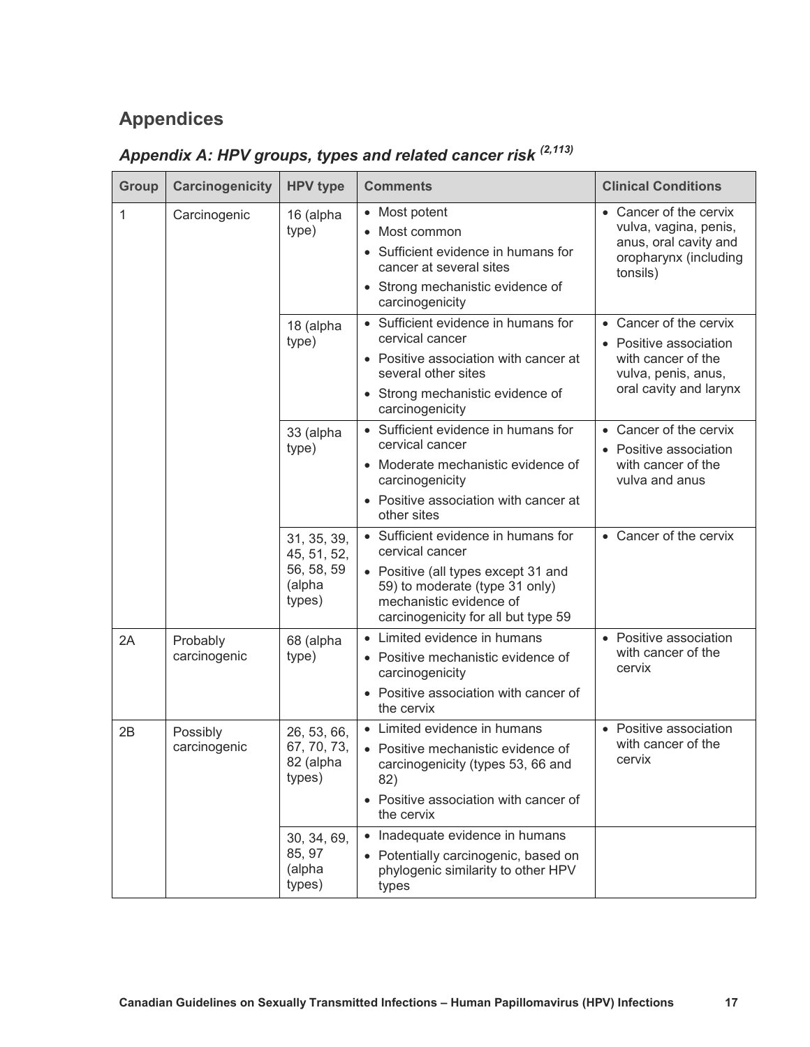# Appendices

## *Appendix A: HPV groups, types and related cancer risk* [2,113]

| Group | Carcinogenicity | HPV type | Comments | Clinical Conditions |
|---|---|---|---|---|
| 1 | Carcinogenic | 16 (alpha type) | • Most potent<br>• Most common<br>• Sufficient evidence in humans for cancer at several sites<br>• Strong mechanistic evidence of carcinogenicity | • Cancer of the cervix vulva, vagina, penis, anus, oral cavity and oropharynx (including tonsils) |
| | | 18 (alpha type) | • Sufficient evidence in humans for cervical cancer<br>• Positive association with cancer at several other sites<br>• Strong mechanistic evidence of carcinogenicity | • Cancer of the cervix<br>• Positive association with cancer of the vulva, penis, anus, oral cavity and larynx |
| | | 33 (alpha type) | • Sufficient evidence in humans for cervical cancer<br>• Moderate mechanistic evidence of carcinogenicity<br>• Positive association with cancer at other sites | • Cancer of the cervix<br>• Positive association with cancer of the vulva and anus |
| | | 31, 35, 39, 45, 51, 52, 56, 58, 59 (alpha types) | • Sufficient evidence in humans for cervical cancer<br>• Positive (all types except 31 and 59) to moderate (type 31 only) mechanistic evidence of carcinogenicity for all but type 59 | • Cancer of the cervix |
| 2A | Probably carcinogenic | 68 (alpha type) | • Limited evidence in humans<br>• Positive mechanistic evidence of carcinogenicity<br>• Positive association with cancer of the cervix | • Positive association with cancer of the cervix |
| 2B | Possibly carcinogenic | 26, 53, 66, 67, 70, 73, 82 (alpha types) | • Limited evidence in humans<br>• Positive mechanistic evidence of carcinogenicity (types 53, 66 and 82)<br>• Positive association with cancer of the cervix | • Positive association with cancer of the cervix |
| | | 30, 34, 69, 85, 97 (alpha types) | • Inadequate evidence in humans<br>• Potentially carcinogenic, based on phylogenic similarity to other HPV types | |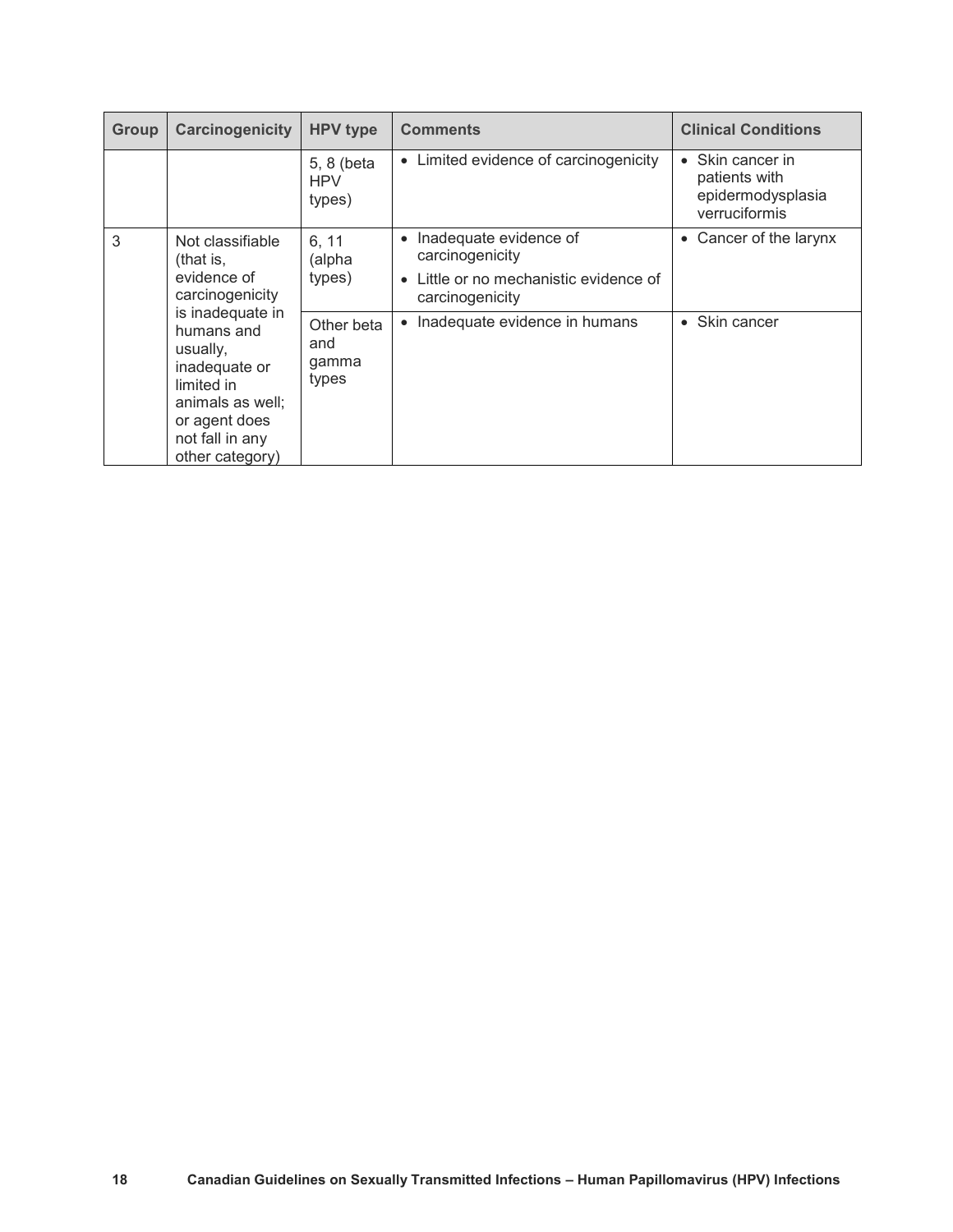| Group | Carcinogenicity | HPV type | Comments | Clinical Conditions |
| --- | --- | --- | --- | --- |
| | | 5, 8 (beta HPV types) | • Limited evidence of carcinogenicity | • Skin cancer in patients with epidermodysplasia verruciformis |
| 3 | Not classifiable (that is, evidence of carcinogenicity is inadequate in humans and usually, inadequate or limited in animals as well; or agent does not fall in any other category) | 6, 11 (alpha types) | • Inadequate evidence of carcinogenicity<br>• Little or no mechanistic evidence of carcinogenicity | • Cancer of the larynx |
| | | Other beta and gamma types | • Inadequate evidence in humans | • Skin cancer |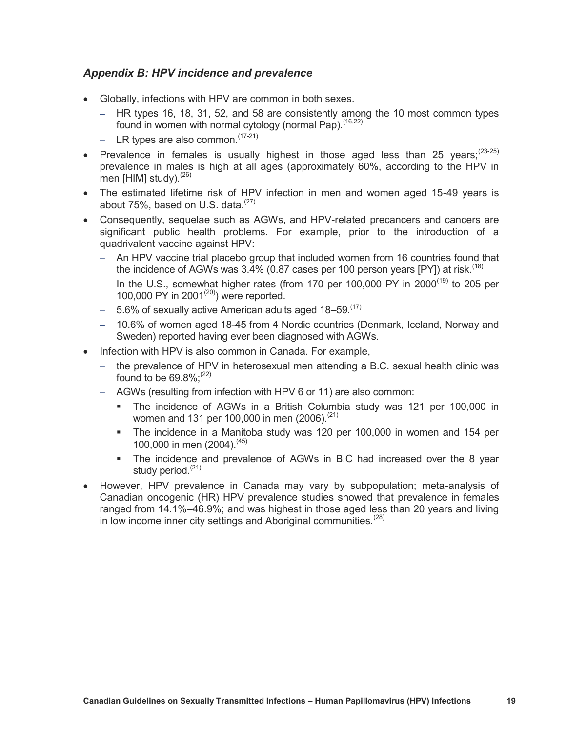## *Appendix B: HPV incidence and prevalence*

- Globally, infections with HPV are common in both sexes.
  - HR types 16, 18, 31, 52, and 58 are consistently among the 10 most common types found in women with normal cytology (normal Pap).[16,22]
  - LR types are also common.[17-21]
- Prevalence in females is usually highest in those aged less than 25 years;[23-25] prevalence in males is high at all ages (approximately 60%, according to the HPV in men [HIM] study).[26]
- The estimated lifetime risk of HPV infection in men and women aged 15-49 years is about 75%, based on U.S. data.[27]
- Consequently, sequelae such as AGWs, and HPV-related precancers and cancers are significant public health problems. For example, prior to the introduction of a quadrivalent vaccine against HPV:
  - An HPV vaccine trial placebo group that included women from 16 countries found that the incidence of AGWs was 3.4% (0.87 cases per 100 person years [PY]) at risk.[18]
  - In the U.S., somewhat higher rates (from 170 per 100,000 PY in 2000[19] to 205 per 100,000 PY in 2001[20]) were reported.
  - 5.6% of sexually active American adults aged 18–59.[17]
  - 10.6% of women aged 18-45 from 4 Nordic countries (Denmark, Iceland, Norway and Sweden) reported having ever been diagnosed with AGWs.
- Infection with HPV is also common in Canada. For example,
  - the prevalence of HPV in heterosexual men attending a B.C. sexual health clinic was found to be 69.8%;[22]
  - AGWs (resulting from infection with HPV 6 or 11) are also common:
    - The incidence of AGWs in a British Columbia study was 121 per 100,000 in women and 131 per 100,000 in men (2006).[21]
    - The incidence in a Manitoba study was 120 per 100,000 in women and 154 per 100,000 in men (2004).[45]
    - The incidence and prevalence of AGWs in B.C had increased over the 8 year study period.[21]
- However, HPV prevalence in Canada may vary by subpopulation; meta-analysis of Canadian oncogenic (HR) HPV prevalence studies showed that prevalence in females ranged from 14.1%–46.9%; and was highest in those aged less than 20 years and living in low income inner city settings and Aboriginal communities.[28]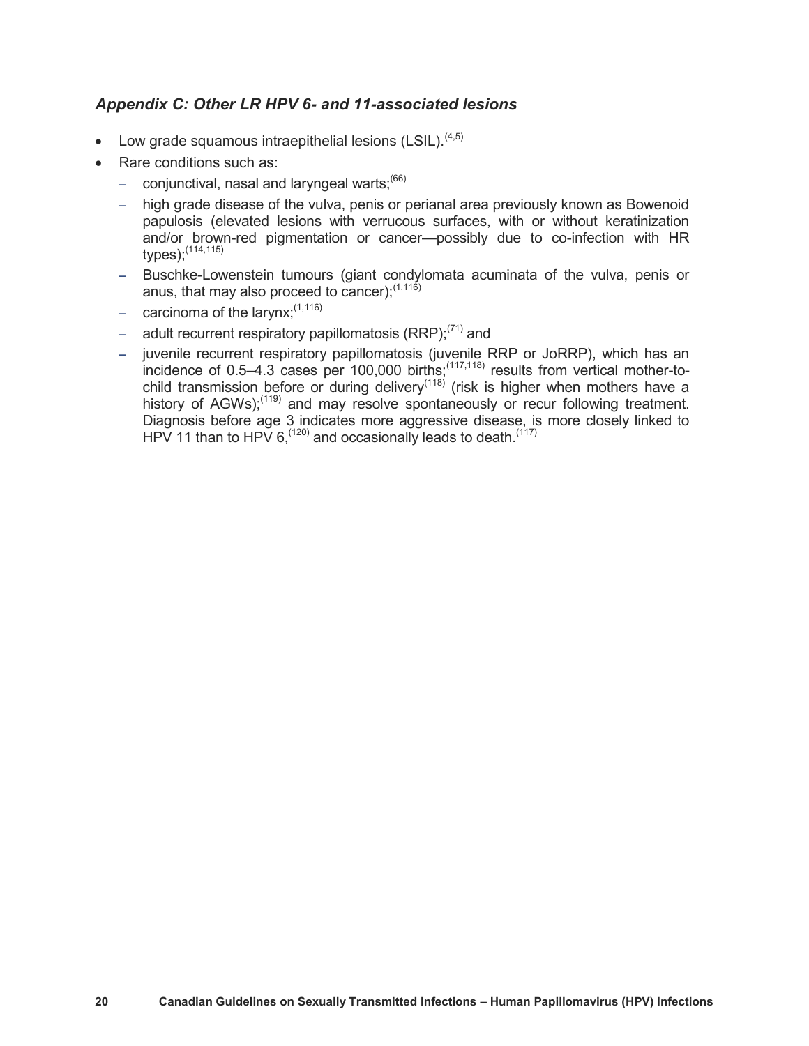### *Appendix C: Other LR HPV 6- and 11-associated lesions*

- Low grade squamous intraepithelial lesions (LSIL).[4,5]
- Rare conditions such as:
  - conjunctival, nasal and laryngeal warts;[66]
  - high grade disease of the vulva, penis or perianal area previously known as Bowenoid papulosis (elevated lesions with verrucous surfaces, with or without keratinization and/or brown-red pigmentation or cancer—possibly due to co-infection with HR types);[114,115]
  - Buschke-Lowenstein tumours (giant condylomata acuminata of the vulva, penis or anus, that may also proceed to cancer);[1,116]
  - carcinoma of the larynx;[1,116]
  - adult recurrent respiratory papillomatosis (RRP);[71] and
  - juvenile recurrent respiratory papillomatosis (juvenile RRP or JoRRP), which has an incidence of 0.5–4.3 cases per 100,000 births;[117,118] results from vertical mother-to-child transmission before or during delivery[118] (risk is higher when mothers have a history of AGWs);[119] and may resolve spontaneously or recur following treatment. Diagnosis before age 3 indicates more aggressive disease, is more closely linked to HPV 11 than to HPV 6,[120] and occasionally leads to death.[117]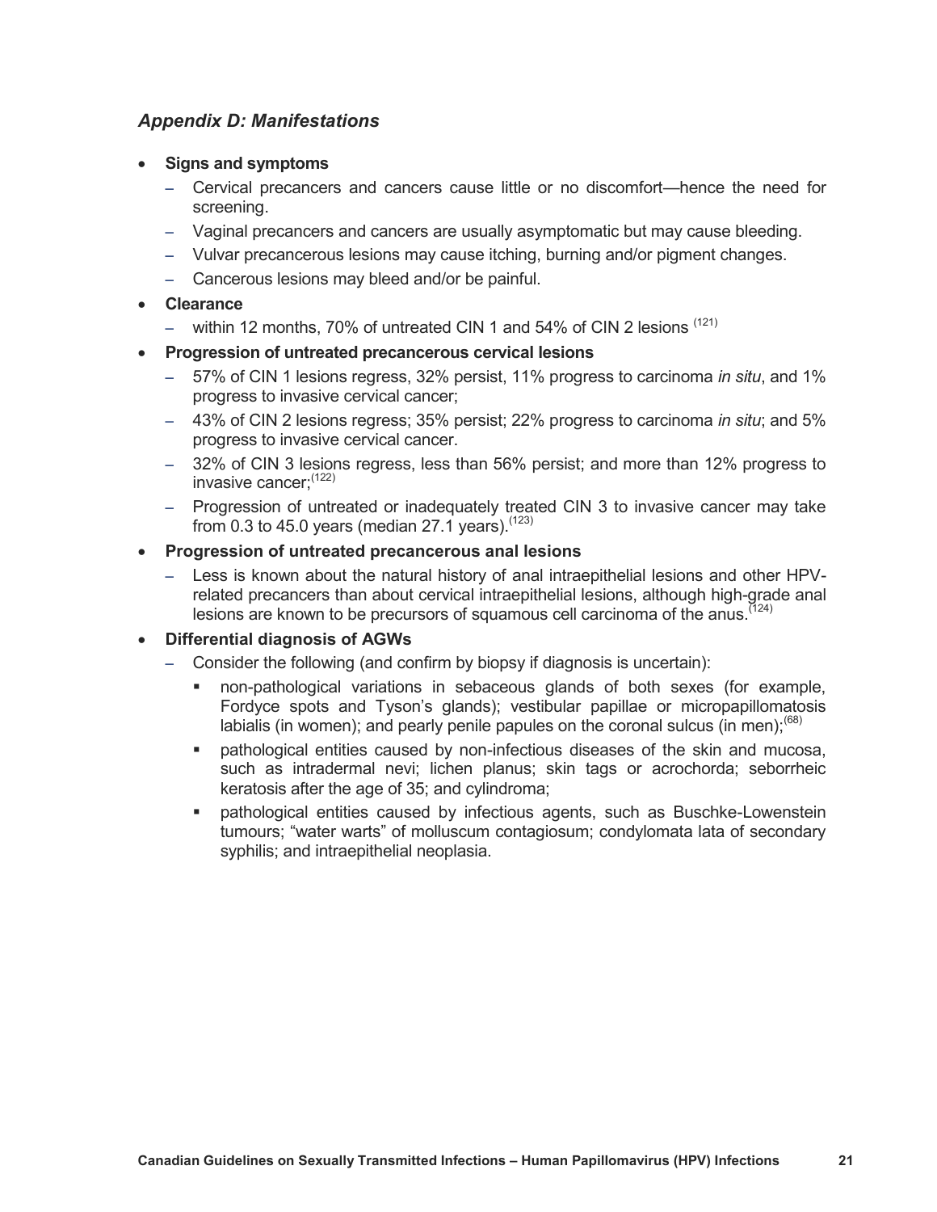## *Appendix D: Manifestations*

- **Signs and symptoms**
  - Cervical precancers and cancers cause little or no discomfort—hence the need for screening.
  - Vaginal precancers and cancers are usually asymptomatic but may cause bleeding.
  - Vulvar precancerous lesions may cause itching, burning and/or pigment changes.
  - Cancerous lesions may bleed and/or be painful.
- **Clearance**
  - within 12 months, 70% of untreated CIN 1 and 54% of CIN 2 lesions [121]
- **Progression of untreated precancerous cervical lesions**
  - 57% of CIN 1 lesions regress, 32% persist, 11% progress to carcinoma *in situ*, and 1% progress to invasive cervical cancer;
  - 43% of CIN 2 lesions regress; 35% persist; 22% progress to carcinoma *in situ*; and 5% progress to invasive cervical cancer.
  - 32% of CIN 3 lesions regress, less than 56% persist; and more than 12% progress to invasive cancer;[122]
  - Progression of untreated or inadequately treated CIN 3 to invasive cancer may take from 0.3 to 45.0 years (median 27.1 years).[123]
- **Progression of untreated precancerous anal lesions**
  - Less is known about the natural history of anal intraepithelial lesions and other HPV-related precancers than about cervical intraepithelial lesions, although high-grade anal lesions are known to be precursors of squamous cell carcinoma of the anus.[124]
- **Differential diagnosis of AGWs**
  - Consider the following (and confirm by biopsy if diagnosis is uncertain):
    - non-pathological variations in sebaceous glands of both sexes (for example, Fordyce spots and Tyson's glands); vestibular papillae or micropapillomatosis labialis (in women); and pearly penile papules on the coronal sulcus (in men);[68]
    - pathological entities caused by non-infectious diseases of the skin and mucosa, such as intradermal nevi; lichen planus; skin tags or acrochorda; seborrheic keratosis after the age of 35; and cylindroma;
    - pathological entities caused by infectious agents, such as Buschke-Lowenstein tumours; "water warts" of molluscum contagiosum; condylomata lata of secondary syphilis; and intraepithelial neoplasia.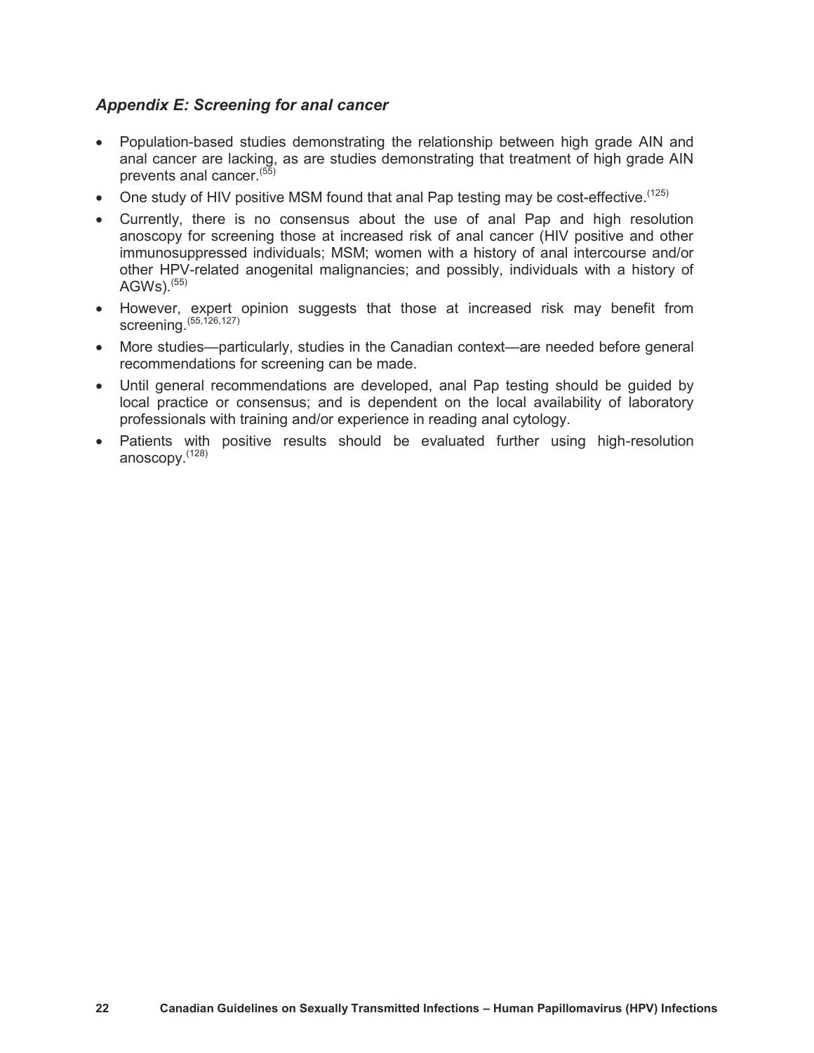## *Appendix E: Screening for anal cancer*

- Population-based studies demonstrating the relationship between high grade AIN and anal cancer are lacking, as are studies demonstrating that treatment of high grade AIN prevents anal cancer.[55]
- One study of HIV positive MSM found that anal Pap testing may be cost-effective.[125]
- Currently, there is no consensus about the use of anal Pap and high resolution anoscopy for screening those at increased risk of anal cancer (HIV positive and other immunosuppressed individuals; MSM; women with a history of anal intercourse and/or other HPV-related anogenital malignancies; and possibly, individuals with a history of AGWs).[55]
- However, expert opinion suggests that those at increased risk may benefit from screening.[55,126,127]
- More studies—particularly, studies in the Canadian context—are needed before general recommendations for screening can be made.
- Until general recommendations are developed, anal Pap testing should be guided by local practice or consensus; and is dependent on the local availability of laboratory professionals with training and/or experience in reading anal cytology.
- Patients with positive results should be evaluated further using high-resolution anoscopy.[128]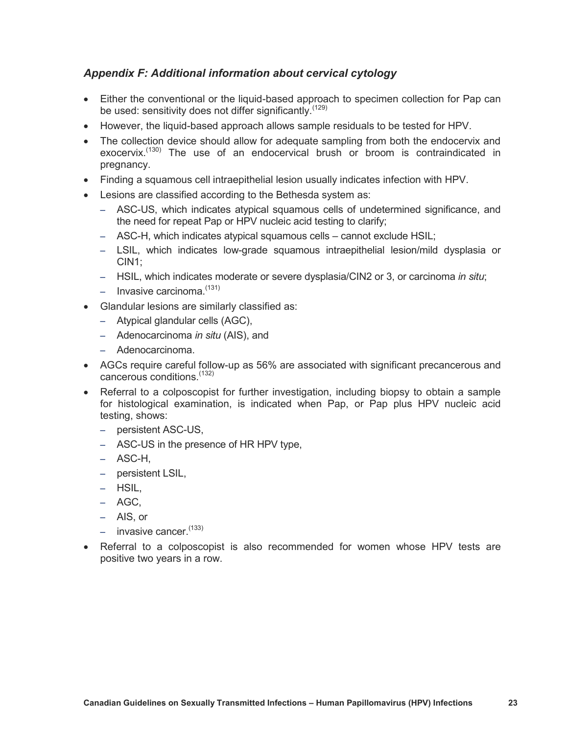### *Appendix F: Additional information about cervical cytology*

- Either the conventional or the liquid-based approach to specimen collection for Pap can be used: sensitivity does not differ significantly.[129]
- However, the liquid-based approach allows sample residuals to be tested for HPV.
- The collection device should allow for adequate sampling from both the endocervix and exocervix.[130] The use of an endocervical brush or broom is contraindicated in pregnancy.
- Finding a squamous cell intraepithelial lesion usually indicates infection with HPV.
- Lesions are classified according to the Bethesda system as:
  - ASC-US, which indicates atypical squamous cells of undetermined significance, and the need for repeat Pap or HPV nucleic acid testing to clarify;
  - ASC-H, which indicates atypical squamous cells – cannot exclude HSIL;
  - LSIL, which indicates low-grade squamous intraepithelial lesion/mild dysplasia or CIN1;
  - HSIL, which indicates moderate or severe dysplasia/CIN2 or 3, or carcinoma *in situ*;
  - Invasive carcinoma.[131]
- Glandular lesions are similarly classified as:
  - Atypical glandular cells (AGC),
  - Adenocarcinoma *in situ* (AIS), and
  - Adenocarcinoma.
- AGCs require careful follow-up as 56% are associated with significant precancerous and cancerous conditions.[132]
- Referral to a colposcopist for further investigation, including biopsy to obtain a sample for histological examination, is indicated when Pap, or Pap plus HPV nucleic acid testing, shows:
  - persistent ASC-US,
  - ASC-US in the presence of HR HPV type,
  - ASC-H,
  - persistent LSIL,
  - HSIL,
  - AGC,
  - AIS, or
  - invasive cancer.[133]
- Referral to a colposcopist is also recommended for women whose HPV tests are positive two years in a row.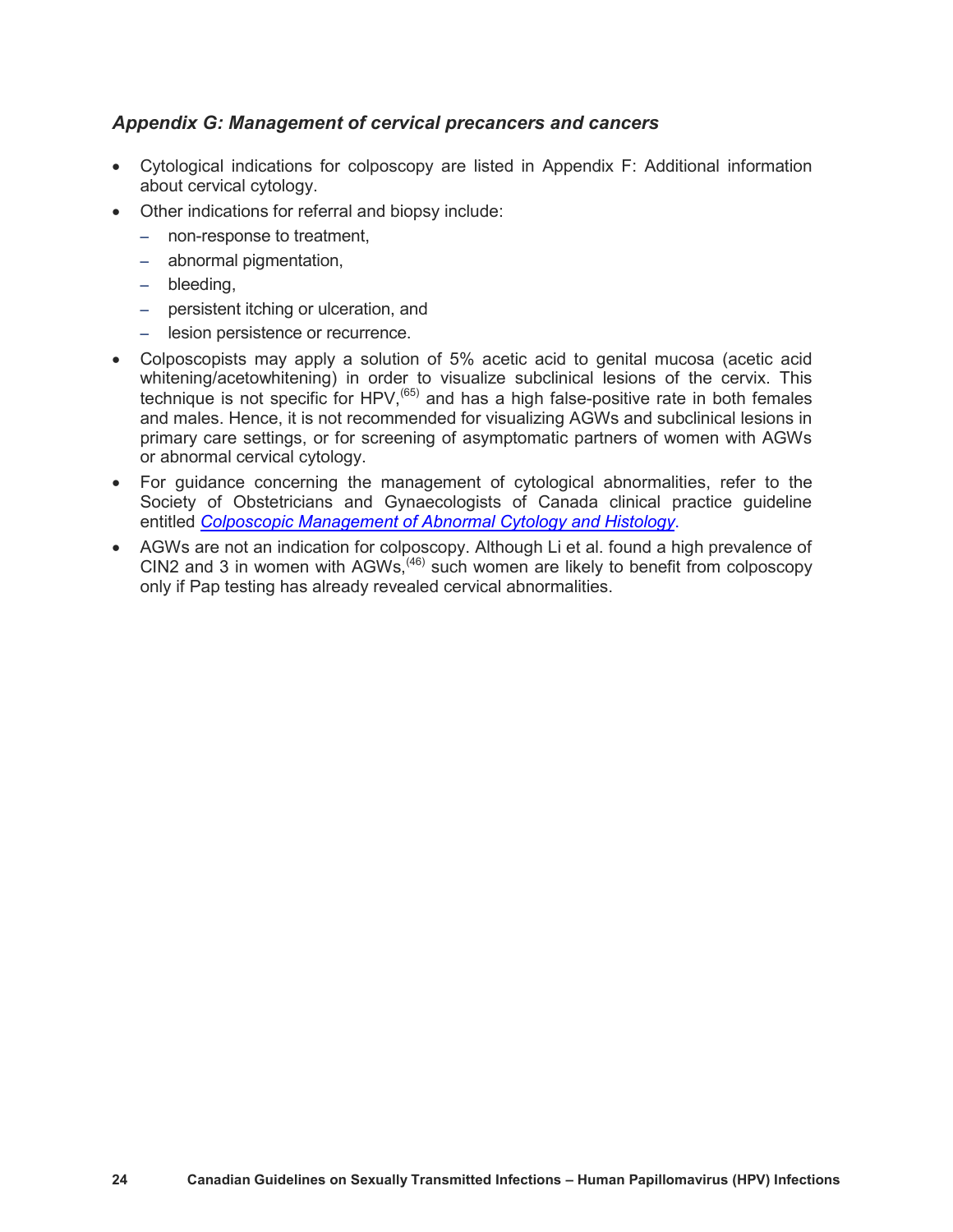### *Appendix G: Management of cervical precancers and cancers*

- Cytological indications for colposcopy are listed in Appendix F: Additional information about cervical cytology.
- Other indications for referral and biopsy include:
  - non-response to treatment,
  - abnormal pigmentation,
  - bleeding,
  - persistent itching or ulceration, and
  - lesion persistence or recurrence.
- Colposcopists may apply a solution of 5% acetic acid to genital mucosa (acetic acid whitening/acetowhitening) in order to visualize subclinical lesions of the cervix. This technique is not specific for HPV,[65] and has a high false-positive rate in both females and males. Hence, it is not recommended for visualizing AGWs and subclinical lesions in primary care settings, or for screening of asymptomatic partners of women with AGWs or abnormal cervical cytology.
- For guidance concerning the management of cytological abnormalities, refer to the Society of Obstetricians and Gynaecologists of Canada clinical practice guideline entitled *Colposcopic Management of Abnormal Cytology and Histology*.
- AGWs are not an indication for colposcopy. Although Li et al. found a high prevalence of CIN2 and 3 in women with AGWs,[46] such women are likely to benefit from colposcopy only if Pap testing has already revealed cervical abnormalities.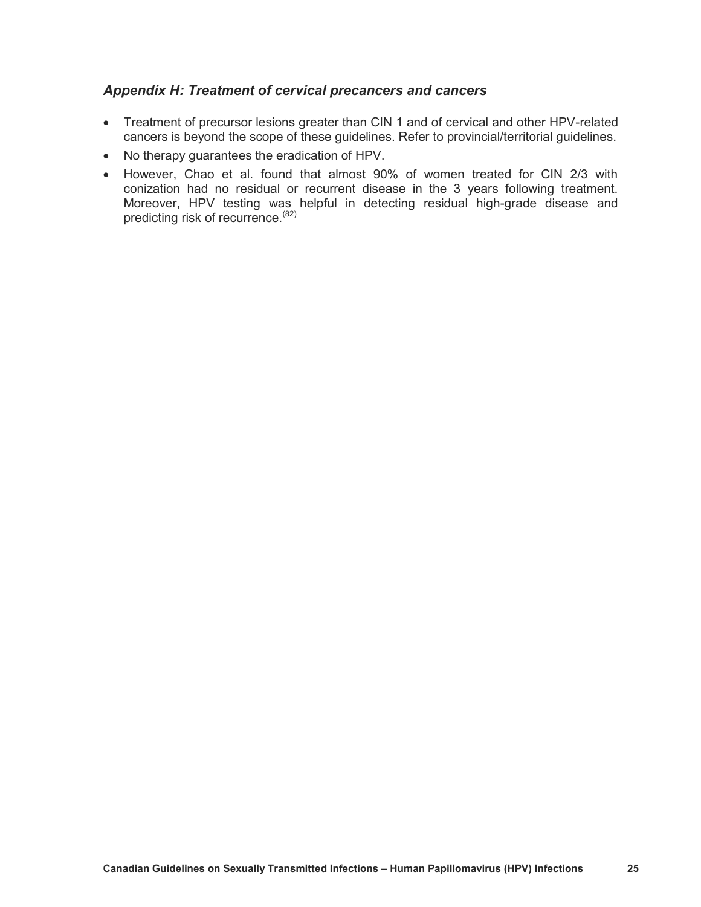### *Appendix H: Treatment of cervical precancers and cancers*

- Treatment of precursor lesions greater than CIN 1 and of cervical and other HPV-related cancers is beyond the scope of these guidelines. Refer to provincial/territorial guidelines.
- No therapy guarantees the eradication of HPV.
- However, Chao et al. found that almost 90% of women treated for CIN 2/3 with conization had no residual or recurrent disease in the 3 years following treatment. Moreover, HPV testing was helpful in detecting residual high-grade disease and predicting risk of recurrence.[82]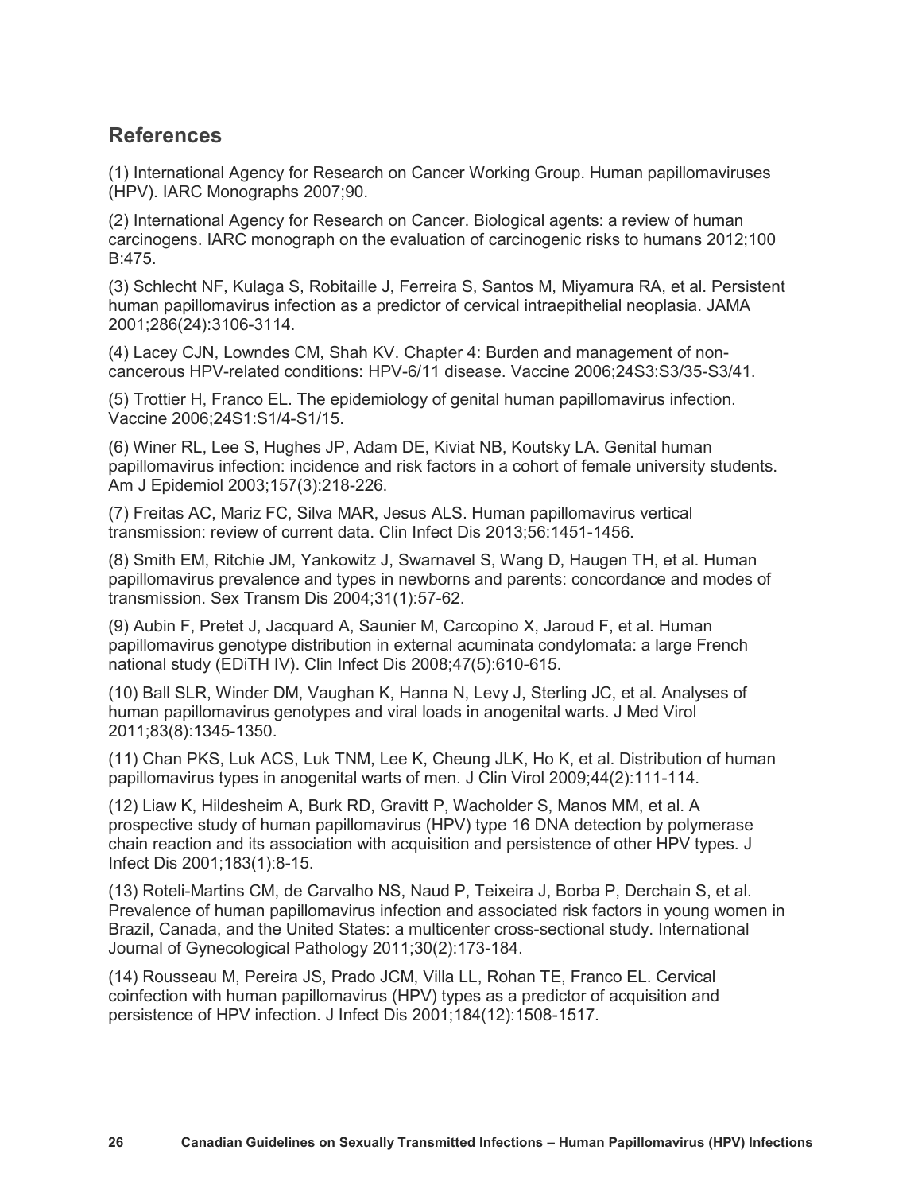## References

(1) International Agency for Research on Cancer Working Group. Human papillomaviruses (HPV). IARC Monographs 2007;90.

(2) International Agency for Research on Cancer. Biological agents: a review of human carcinogens. IARC monograph on the evaluation of carcinogenic risks to humans 2012;100 B:475.

(3) Schlecht NF, Kulaga S, Robitaille J, Ferreira S, Santos M, Miyamura RA, et al. Persistent human papillomavirus infection as a predictor of cervical intraepithelial neoplasia. JAMA 2001;286(24):3106-3114.

(4) Lacey CJN, Lowndes CM, Shah KV. Chapter 4: Burden and management of non-cancerous HPV-related conditions: HPV-6/11 disease. Vaccine 2006;24S3:S3/35-S3/41.

(5) Trottier H, Franco EL. The epidemiology of genital human papillomavirus infection. Vaccine 2006;24S1:S1/4-S1/15.

(6) Winer RL, Lee S, Hughes JP, Adam DE, Kiviat NB, Koutsky LA. Genital human papillomavirus infection: incidence and risk factors in a cohort of female university students. Am J Epidemiol 2003;157(3):218-226.

(7) Freitas AC, Mariz FC, Silva MAR, Jesus ALS. Human papillomavirus vertical transmission: review of current data. Clin Infect Dis 2013;56:1451-1456.

(8) Smith EM, Ritchie JM, Yankowitz J, Swarnavel S, Wang D, Haugen TH, et al. Human papillomavirus prevalence and types in newborns and parents: concordance and modes of transmission. Sex Transm Dis 2004;31(1):57-62.

(9) Aubin F, Pretet J, Jacquard A, Saunier M, Carcopino X, Jaroud F, et al. Human papillomavirus genotype distribution in external acuminata condylomata: a large French national study (EDiTH IV). Clin Infect Dis 2008;47(5):610-615.

(10) Ball SLR, Winder DM, Vaughan K, Hanna N, Levy J, Sterling JC, et al. Analyses of human papillomavirus genotypes and viral loads in anogenital warts. J Med Virol 2011;83(8):1345-1350.

(11) Chan PKS, Luk ACS, Luk TNM, Lee K, Cheung JLK, Ho K, et al. Distribution of human papillomavirus types in anogenital warts of men. J Clin Virol 2009;44(2):111-114.

(12) Liaw K, Hildesheim A, Burk RD, Gravitt P, Wacholder S, Manos MM, et al. A prospective study of human papillomavirus (HPV) type 16 DNA detection by polymerase chain reaction and its association with acquisition and persistence of other HPV types. J Infect Dis 2001;183(1):8-15.

(13) Roteli-Martins CM, de Carvalho NS, Naud P, Teixeira J, Borba P, Derchain S, et al. Prevalence of human papillomavirus infection and associated risk factors in young women in Brazil, Canada, and the United States: a multicenter cross-sectional study. International Journal of Gynecological Pathology 2011;30(2):173-184.

(14) Rousseau M, Pereira JS, Prado JCM, Villa LL, Rohan TE, Franco EL. Cervical coinfection with human papillomavirus (HPV) types as a predictor of acquisition and persistence of HPV infection. J Infect Dis 2001;184(12):1508-1517.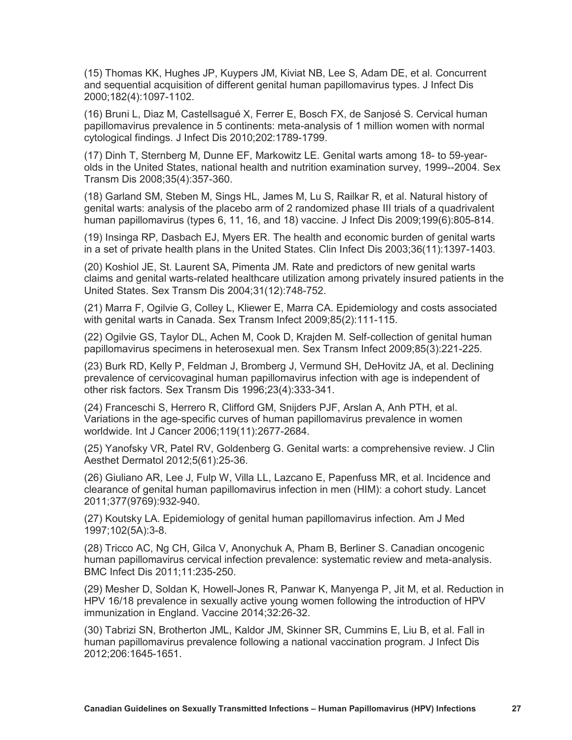(15) Thomas KK, Hughes JP, Kuypers JM, Kiviat NB, Lee S, Adam DE, et al. Concurrent and sequential acquisition of different genital human papillomavirus types. J Infect Dis 2000;182(4):1097-1102.

(16) Bruni L, Diaz M, Castellsagué X, Ferrer E, Bosch FX, de Sanjosé S. Cervical human papillomavirus prevalence in 5 continents: meta-analysis of 1 million women with normal cytological findings. J Infect Dis 2010;202:1789-1799.

(17) Dinh T, Sternberg M, Dunne EF, Markowitz LE. Genital warts among 18- to 59-year-olds in the United States, national health and nutrition examination survey, 1999--2004. Sex Transm Dis 2008;35(4):357-360.

(18) Garland SM, Steben M, Sings HL, James M, Lu S, Railkar R, et al. Natural history of genital warts: analysis of the placebo arm of 2 randomized phase III trials of a quadrivalent human papillomavirus (types 6, 11, 16, and 18) vaccine. J Infect Dis 2009;199(6):805-814.

(19) Insinga RP, Dasbach EJ, Myers ER. The health and economic burden of genital warts in a set of private health plans in the United States. Clin Infect Dis 2003;36(11):1397-1403.

(20) Koshiol JE, St. Laurent SA, Pimenta JM. Rate and predictors of new genital warts claims and genital warts-related healthcare utilization among privately insured patients in the United States. Sex Transm Dis 2004;31(12):748-752.

(21) Marra F, Ogilvie G, Colley L, Kliewer E, Marra CA. Epidemiology and costs associated with genital warts in Canada. Sex Transm Infect 2009;85(2):111-115.

(22) Ogilvie GS, Taylor DL, Achen M, Cook D, Krajden M. Self-collection of genital human papillomavirus specimens in heterosexual men. Sex Transm Infect 2009;85(3):221-225.

(23) Burk RD, Kelly P, Feldman J, Bromberg J, Vermund SH, DeHovitz JA, et al. Declining prevalence of cervicovaginal human papillomavirus infection with age is independent of other risk factors. Sex Transm Dis 1996;23(4):333-341.

(24) Franceschi S, Herrero R, Clifford GM, Snijders PJF, Arslan A, Anh PTH, et al. Variations in the age-specific curves of human papillomavirus prevalence in women worldwide. Int J Cancer 2006;119(11):2677-2684.

(25) Yanofsky VR, Patel RV, Goldenberg G. Genital warts: a comprehensive review. J Clin Aesthet Dermatol 2012;5(61):25-36.

(26) Giuliano AR, Lee J, Fulp W, Villa LL, Lazcano E, Papenfuss MR, et al. Incidence and clearance of genital human papillomavirus infection in men (HIM): a cohort study. Lancet 2011;377(9769):932-940.

(27) Koutsky LA. Epidemiology of genital human papillomavirus infection. Am J Med 1997;102(5A):3-8.

(28) Tricco AC, Ng CH, Gilca V, Anonychuk A, Pham B, Berliner S. Canadian oncogenic human papillomavirus cervical infection prevalence: systematic review and meta-analysis. BMC Infect Dis 2011;11:235-250.

(29) Mesher D, Soldan K, Howell-Jones R, Panwar K, Manyenga P, Jit M, et al. Reduction in HPV 16/18 prevalence in sexually active young women following the introduction of HPV immunization in England. Vaccine 2014;32:26-32.

(30) Tabrizi SN, Brotherton JML, Kaldor JM, Skinner SR, Cummins E, Liu B, et al. Fall in human papillomavirus prevalence following a national vaccination program. J Infect Dis 2012;206:1645-1651.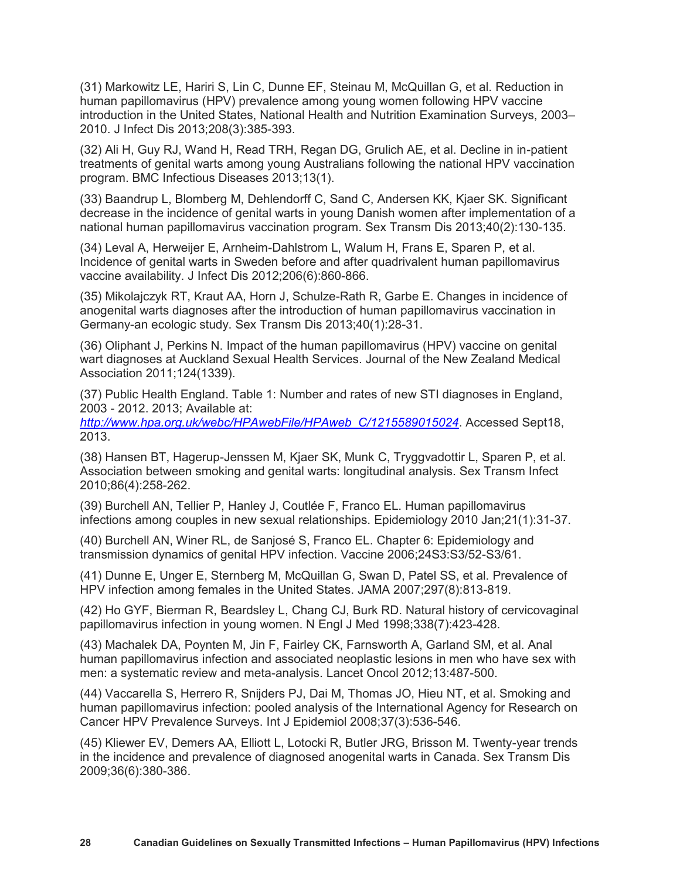(31) Markowitz LE, Hariri S, Lin C, Dunne EF, Steinau M, McQuillan G, et al. Reduction in human papillomavirus (HPV) prevalence among young women following HPV vaccine introduction in the United States, National Health and Nutrition Examination Surveys, 2003–2010. J Infect Dis 2013;208(3):385-393.

(32) Ali H, Guy RJ, Wand H, Read TRH, Regan DG, Grulich AE, et al. Decline in in-patient treatments of genital warts among young Australians following the national HPV vaccination program. BMC Infectious Diseases 2013;13(1).

(33) Baandrup L, Blomberg M, Dehlendorff C, Sand C, Andersen KK, Kjaer SK. Significant decrease in the incidence of genital warts in young Danish women after implementation of a national human papillomavirus vaccination program. Sex Transm Dis 2013;40(2):130-135.

(34) Leval A, Herweijer E, Arnheim-Dahlstrom L, Walum H, Frans E, Sparen P, et al. Incidence of genital warts in Sweden before and after quadrivalent human papillomavirus vaccine availability. J Infect Dis 2012;206(6):860-866.

(35) Mikolajczyk RT, Kraut AA, Horn J, Schulze-Rath R, Garbe E. Changes in incidence of anogenital warts diagnoses after the introduction of human papillomavirus vaccination in Germany-an ecologic study. Sex Transm Dis 2013;40(1):28-31.

(36) Oliphant J, Perkins N. Impact of the human papillomavirus (HPV) vaccine on genital wart diagnoses at Auckland Sexual Health Services. Journal of the New Zealand Medical Association 2011;124(1339).

(37) Public Health England. Table 1: Number and rates of new STI diagnoses in England, 2003 - 2012. 2013; Available at: *http://www.hpa.org.uk/webc/HPAwebFile/HPAweb_C/1215589015024*. Accessed Sept18, 2013.

(38) Hansen BT, Hagerup-Jenssen M, Kjaer SK, Munk C, Tryggvadottir L, Sparen P, et al. Association between smoking and genital warts: longitudinal analysis. Sex Transm Infect 2010;86(4):258-262.

(39) Burchell AN, Tellier P, Hanley J, Coutlée F, Franco EL. Human papillomavirus infections among couples in new sexual relationships. Epidemiology 2010 Jan;21(1):31-37.

(40) Burchell AN, Winer RL, de Sanjosé S, Franco EL. Chapter 6: Epidemiology and transmission dynamics of genital HPV infection. Vaccine 2006;24S3:S3/52-S3/61.

(41) Dunne E, Unger E, Sternberg M, McQuillan G, Swan D, Patel SS, et al. Prevalence of HPV infection among females in the United States. JAMA 2007;297(8):813-819.

(42) Ho GYF, Bierman R, Beardsley L, Chang CJ, Burk RD. Natural history of cervicovaginal papillomavirus infection in young women. N Engl J Med 1998;338(7):423-428.

(43) Machalek DA, Poynten M, Jin F, Fairley CK, Farnsworth A, Garland SM, et al. Anal human papillomavirus infection and associated neoplastic lesions in men who have sex with men: a systematic review and meta-analysis. Lancet Oncol 2012;13:487-500.

(44) Vaccarella S, Herrero R, Snijders PJ, Dai M, Thomas JO, Hieu NT, et al. Smoking and human papillomavirus infection: pooled analysis of the International Agency for Research on Cancer HPV Prevalence Surveys. Int J Epidemiol 2008;37(3):536-546.

(45) Kliewer EV, Demers AA, Elliott L, Lotocki R, Butler JRG, Brisson M. Twenty-year trends in the incidence and prevalence of diagnosed anogenital warts in Canada. Sex Transm Dis 2009;36(6):380-386.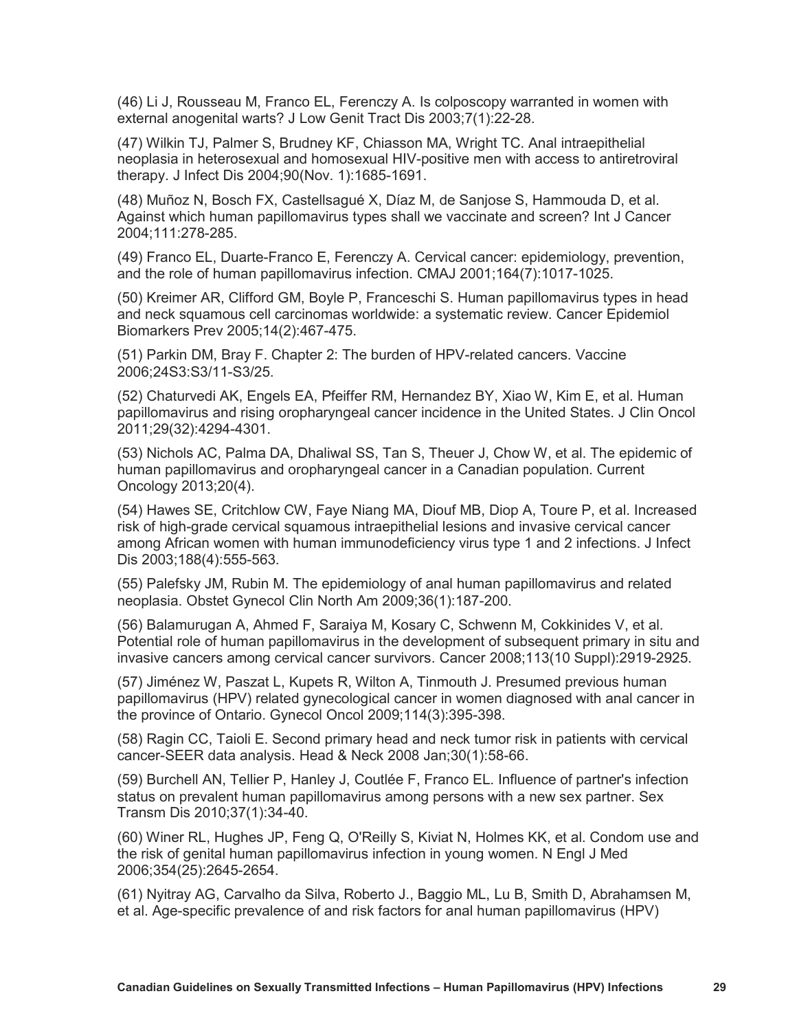(46) Li J, Rousseau M, Franco EL, Ferenczy A. Is colposcopy warranted in women with external anogenital warts? J Low Genit Tract Dis 2003;7(1):22-28.

(47) Wilkin TJ, Palmer S, Brudney KF, Chiasson MA, Wright TC. Anal intraepithelial neoplasia in heterosexual and homosexual HIV-positive men with access to antiretroviral therapy. J Infect Dis 2004;90(Nov. 1):1685-1691.

(48) Muñoz N, Bosch FX, Castellsagué X, Díaz M, de Sanjose S, Hammouda D, et al. Against which human papillomavirus types shall we vaccinate and screen? Int J Cancer 2004;111:278-285.

(49) Franco EL, Duarte-Franco E, Ferenczy A. Cervical cancer: epidemiology, prevention, and the role of human papillomavirus infection. CMAJ 2001;164(7):1017-1025.

(50) Kreimer AR, Clifford GM, Boyle P, Franceschi S. Human papillomavirus types in head and neck squamous cell carcinomas worldwide: a systematic review. Cancer Epidemiol Biomarkers Prev 2005;14(2):467-475.

(51) Parkin DM, Bray F. Chapter 2: The burden of HPV-related cancers. Vaccine 2006;24S3:S3/11-S3/25.

(52) Chaturvedi AK, Engels EA, Pfeiffer RM, Hernandez BY, Xiao W, Kim E, et al. Human papillomavirus and rising oropharyngeal cancer incidence in the United States. J Clin Oncol 2011;29(32):4294-4301.

(53) Nichols AC, Palma DA, Dhaliwal SS, Tan S, Theuer J, Chow W, et al. The epidemic of human papillomavirus and oropharyngeal cancer in a Canadian population. Current Oncology 2013;20(4).

(54) Hawes SE, Critchlow CW, Faye Niang MA, Diouf MB, Diop A, Toure P, et al. Increased risk of high-grade cervical squamous intraepithelial lesions and invasive cervical cancer among African women with human immunodeficiency virus type 1 and 2 infections. J Infect Dis 2003;188(4):555-563.

(55) Palefsky JM, Rubin M. The epidemiology of anal human papillomavirus and related neoplasia. Obstet Gynecol Clin North Am 2009;36(1):187-200.

(56) Balamurugan A, Ahmed F, Saraiya M, Kosary C, Schwenn M, Cokkinides V, et al. Potential role of human papillomavirus in the development of subsequent primary in situ and invasive cancers among cervical cancer survivors. Cancer 2008;113(10 Suppl):2919-2925.

(57) Jiménez W, Paszat L, Kupets R, Wilton A, Tinmouth J. Presumed previous human papillomavirus (HPV) related gynecological cancer in women diagnosed with anal cancer in the province of Ontario. Gynecol Oncol 2009;114(3):395-398.

(58) Ragin CC, Taioli E. Second primary head and neck tumor risk in patients with cervical cancer-SEER data analysis. Head & Neck 2008 Jan;30(1):58-66.

(59) Burchell AN, Tellier P, Hanley J, Coutlée F, Franco EL. Influence of partner's infection status on prevalent human papillomavirus among persons with a new sex partner. Sex Transm Dis 2010;37(1):34-40.

(60) Winer RL, Hughes JP, Feng Q, O'Reilly S, Kiviat N, Holmes KK, et al. Condom use and the risk of genital human papillomavirus infection in young women. N Engl J Med 2006;354(25):2645-2654.

(61) Nyitray AG, Carvalho da Silva, Roberto J., Baggio ML, Lu B, Smith D, Abrahamsen M, et al. Age-specific prevalence of and risk factors for anal human papillomavirus (HPV)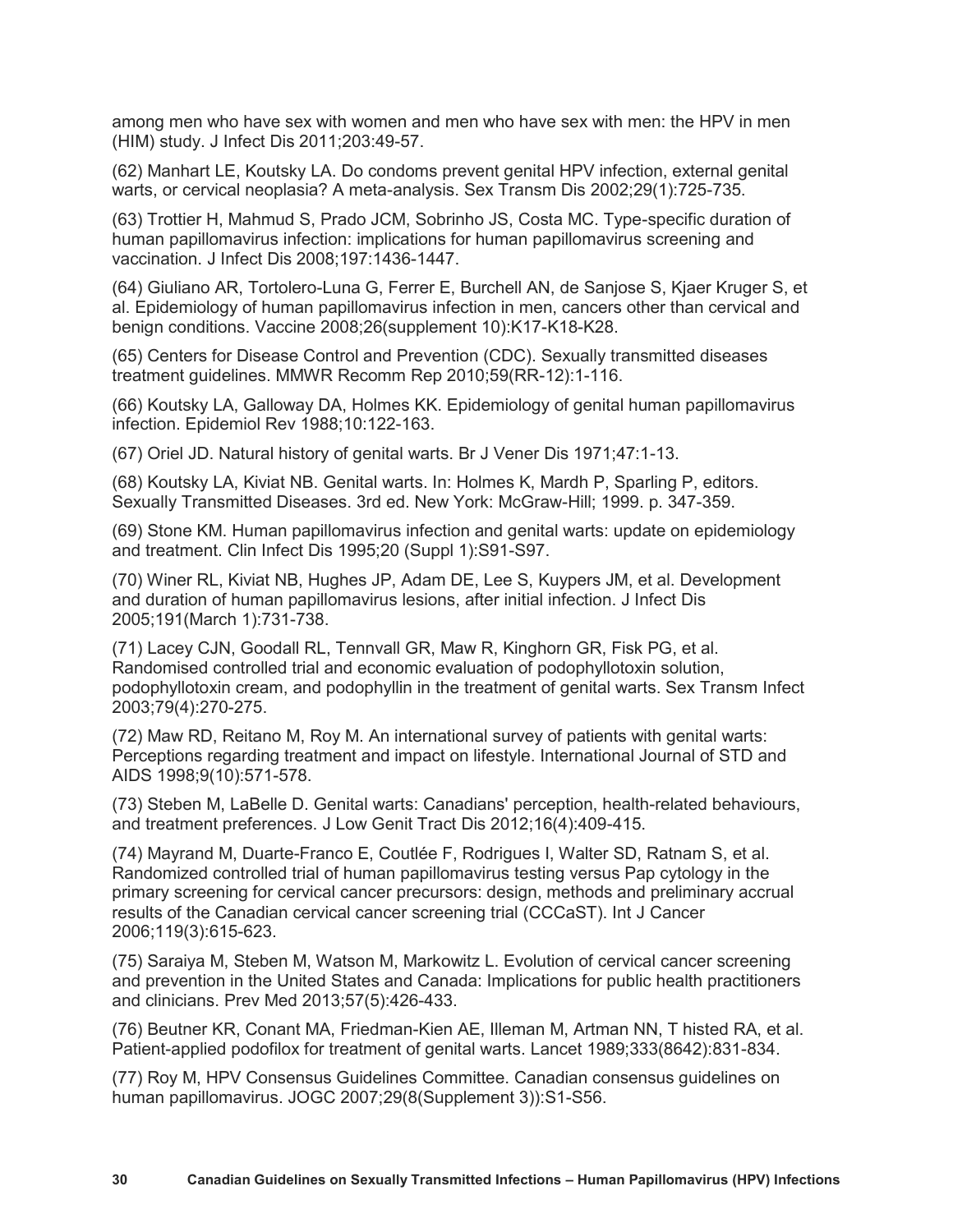among men who have sex with women and men who have sex with men: the HPV in men (HIM) study. J Infect Dis 2011;203:49-57.

(62) Manhart LE, Koutsky LA. Do condoms prevent genital HPV infection, external genital warts, or cervical neoplasia? A meta-analysis. Sex Transm Dis 2002;29(1):725-735.

(63) Trottier H, Mahmud S, Prado JCM, Sobrinho JS, Costa MC. Type-specific duration of human papillomavirus infection: implications for human papillomavirus screening and vaccination. J Infect Dis 2008;197:1436-1447.

(64) Giuliano AR, Tortolero-Luna G, Ferrer E, Burchell AN, de Sanjose S, Kjaer Kruger S, et al. Epidemiology of human papillomavirus infection in men, cancers other than cervical and benign conditions. Vaccine 2008;26(supplement 10):K17-K18-K28.

(65) Centers for Disease Control and Prevention (CDC). Sexually transmitted diseases treatment guidelines. MMWR Recomm Rep 2010;59(RR-12):1-116.

(66) Koutsky LA, Galloway DA, Holmes KK. Epidemiology of genital human papillomavirus infection. Epidemiol Rev 1988;10:122-163.

(67) Oriel JD. Natural history of genital warts. Br J Vener Dis 1971;47:1-13.

(68) Koutsky LA, Kiviat NB. Genital warts. In: Holmes K, Mardh P, Sparling P, editors. Sexually Transmitted Diseases. 3rd ed. New York: McGraw-Hill; 1999. p. 347-359.

(69) Stone KM. Human papillomavirus infection and genital warts: update on epidemiology and treatment. Clin Infect Dis 1995;20 (Suppl 1):S91-S97.

(70) Winer RL, Kiviat NB, Hughes JP, Adam DE, Lee S, Kuypers JM, et al. Development and duration of human papillomavirus lesions, after initial infection. J Infect Dis 2005;191(March 1):731-738.

(71) Lacey CJN, Goodall RL, Tennvall GR, Maw R, Kinghorn GR, Fisk PG, et al. Randomised controlled trial and economic evaluation of podophyllotoxin solution, podophyllotoxin cream, and podophyllin in the treatment of genital warts. Sex Transm Infect 2003;79(4):270-275.

(72) Maw RD, Reitano M, Roy M. An international survey of patients with genital warts: Perceptions regarding treatment and impact on lifestyle. International Journal of STD and AIDS 1998;9(10):571-578.

(73) Steben M, LaBelle D. Genital warts: Canadians' perception, health-related behaviours, and treatment preferences. J Low Genit Tract Dis 2012;16(4):409-415.

(74) Mayrand M, Duarte-Franco E, Coutlée F, Rodrigues I, Walter SD, Ratnam S, et al. Randomized controlled trial of human papillomavirus testing versus Pap cytology in the primary screening for cervical cancer precursors: design, methods and preliminary accrual results of the Canadian cervical cancer screening trial (CCCaST). Int J Cancer 2006;119(3):615-623.

(75) Saraiya M, Steben M, Watson M, Markowitz L. Evolution of cervical cancer screening and prevention in the United States and Canada: Implications for public health practitioners and clinicians. Prev Med 2013;57(5):426-433.

(76) Beutner KR, Conant MA, Friedman-Kien AE, Illeman M, Artman NN, T histed RA, et al. Patient-applied podofilox for treatment of genital warts. Lancet 1989;333(8642):831-834.

(77) Roy M, HPV Consensus Guidelines Committee. Canadian consensus guidelines on human papillomavirus. JOGC 2007;29(8(Supplement 3)):S1-S56.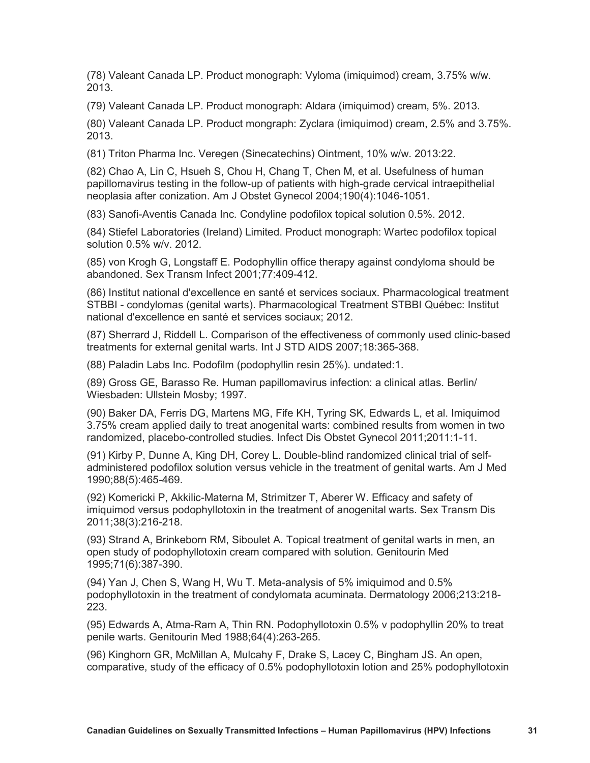(78) Valeant Canada LP. Product monograph: Vyloma (imiquimod) cream, 3.75% w/w. 2013.

(79) Valeant Canada LP. Product monograph: Aldara (imiquimod) cream, 5%. 2013.

(80) Valeant Canada LP. Product mongraph: Zyclara (imiquimod) cream, 2.5% and 3.75%. 2013.

(81) Triton Pharma Inc. Veregen (Sinecatechins) Ointment, 10% w/w. 2013:22.

(82) Chao A, Lin C, Hsueh S, Chou H, Chang T, Chen M, et al. Usefulness of human papillomavirus testing in the follow-up of patients with high-grade cervical intraepithelial neoplasia after conization. Am J Obstet Gynecol 2004;190(4):1046-1051.

(83) Sanofi-Aventis Canada Inc. Condyline podofilox topical solution 0.5%. 2012.

(84) Stiefel Laboratories (Ireland) Limited. Product monograph: Wartec podofilox topical solution 0.5% w/v. 2012.

(85) von Krogh G, Longstaff E. Podophyllin office therapy against condyloma should be abandoned. Sex Transm Infect 2001;77:409-412.

(86) Institut national d'excellence en santé et services sociaux. Pharmacological treatment STBBI - condylomas (genital warts). Pharmacological Treatment STBBI Québec: Institut national d'excellence en santé et services sociaux; 2012.

(87) Sherrard J, Riddell L. Comparison of the effectiveness of commonly used clinic-based treatments for external genital warts. Int J STD AIDS 2007;18:365-368.

(88) Paladin Labs Inc. Podofilm (podophyllin resin 25%). undated:1.

(89) Gross GE, Barasso Re. Human papillomavirus infection: a clinical atlas. Berlin/ Wiesbaden: Ullstein Mosby; 1997.

(90) Baker DA, Ferris DG, Martens MG, Fife KH, Tyring SK, Edwards L, et al. Imiquimod 3.75% cream applied daily to treat anogenital warts: combined results from women in two randomized, placebo-controlled studies. Infect Dis Obstet Gynecol 2011;2011:1-11.

(91) Kirby P, Dunne A, King DH, Corey L. Double-blind randomized clinical trial of self-administered podofilox solution versus vehicle in the treatment of genital warts. Am J Med 1990;88(5):465-469.

(92) Komericki P, Akkilic-Materna M, Strimitzer T, Aberer W. Efficacy and safety of imiquimod versus podophyllotoxin in the treatment of anogenital warts. Sex Transm Dis 2011;38(3):216-218.

(93) Strand A, Brinkeborn RM, Siboulet A. Topical treatment of genital warts in men, an open study of podophyllotoxin cream compared with solution. Genitourin Med 1995;71(6):387-390.

(94) Yan J, Chen S, Wang H, Wu T. Meta-analysis of 5% imiquimod and 0.5% podophyllotoxin in the treatment of condylomata acuminata. Dermatology 2006;213:218-223.

(95) Edwards A, Atma-Ram A, Thin RN. Podophyllotoxin 0.5% v podophyllin 20% to treat penile warts. Genitourin Med 1988;64(4):263-265.

(96) Kinghorn GR, McMillan A, Mulcahy F, Drake S, Lacey C, Bingham JS. An open, comparative, study of the efficacy of 0.5% podophyllotoxin lotion and 25% podophyllotoxin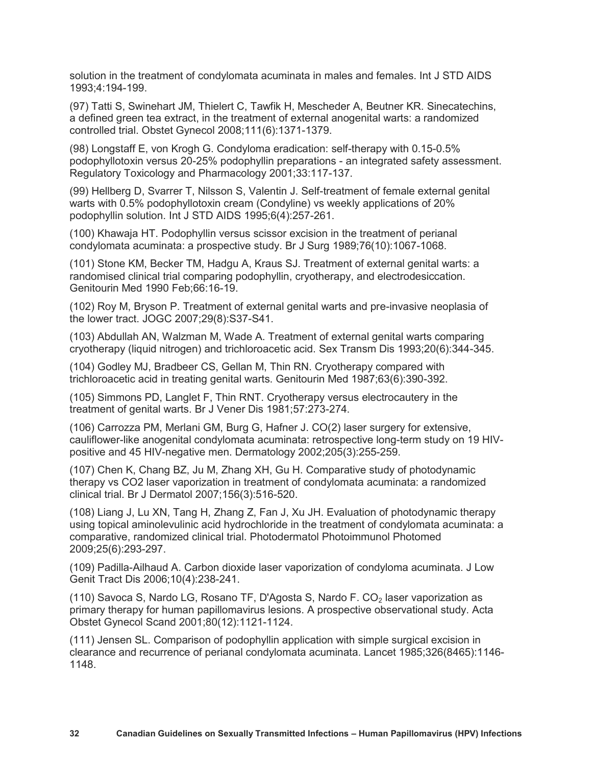solution in the treatment of condylomata acuminata in males and females. Int J STD AIDS 1993;4:194-199.

(97) Tatti S, Swinehart JM, Thielert C, Tawfik H, Mescheder A, Beutner KR. Sinecatechins, a defined green tea extract, in the treatment of external anogenital warts: a randomized controlled trial. Obstet Gynecol 2008;111(6):1371-1379.

(98) Longstaff E, von Krogh G. Condyloma eradication: self-therapy with 0.15-0.5% podophyllotoxin versus 20-25% podophyllin preparations - an integrated safety assessment. Regulatory Toxicology and Pharmacology 2001;33:117-137.

(99) Hellberg D, Svarrer T, Nilsson S, Valentin J. Self-treatment of female external genital warts with 0.5% podophyllotoxin cream (Condyline) vs weekly applications of 20% podophyllin solution. Int J STD AIDS 1995;6(4):257-261.

(100) Khawaja HT. Podophyllin versus scissor excision in the treatment of perianal condylomata acuminata: a prospective study. Br J Surg 1989;76(10):1067-1068.

(101) Stone KM, Becker TM, Hadgu A, Kraus SJ. Treatment of external genital warts: a randomised clinical trial comparing podophyllin, cryotherapy, and electrodesiccation. Genitourin Med 1990 Feb;66:16-19.

(102) Roy M, Bryson P. Treatment of external genital warts and pre-invasive neoplasia of the lower tract. JOGC 2007;29(8):S37-S41.

(103) Abdullah AN, Walzman M, Wade A. Treatment of external genital warts comparing cryotherapy (liquid nitrogen) and trichloroacetic acid. Sex Transm Dis 1993;20(6):344-345.

(104) Godley MJ, Bradbeer CS, Gellan M, Thin RN. Cryotherapy compared with trichloroacetic acid in treating genital warts. Genitourin Med 1987;63(6):390-392.

(105) Simmons PD, Langlet F, Thin RNT. Cryotherapy versus electrocautery in the treatment of genital warts. Br J Vener Dis 1981;57:273-274.

(106) Carrozza PM, Merlani GM, Burg G, Hafner J. CO(2) laser surgery for extensive, cauliflower-like anogenital condylomata acuminata: retrospective long-term study on 19 HIV-positive and 45 HIV-negative men. Dermatology 2002;205(3):255-259.

(107) Chen K, Chang BZ, Ju M, Zhang XH, Gu H. Comparative study of photodynamic therapy vs CO2 laser vaporization in treatment of condylomata acuminata: a randomized clinical trial. Br J Dermatol 2007;156(3):516-520.

(108) Liang J, Lu XN, Tang H, Zhang Z, Fan J, Xu JH. Evaluation of photodynamic therapy using topical aminolevulinic acid hydrochloride in the treatment of condylomata acuminata: a comparative, randomized clinical trial. Photodermatol Photoimmunol Photomed 2009;25(6):293-297.

(109) Padilla-Ailhaud A. Carbon dioxide laser vaporization of condyloma acuminata. J Low Genit Tract Dis 2006;10(4):238-241.

(110) Savoca S, Nardo LG, Rosano TF, D'Agosta S, Nardo F. $CO_2$ laser vaporization as primary therapy for human papillomavirus lesions. A prospective observational study. Acta Obstet Gynecol Scand 2001;80(12):1121-1124.

(111) Jensen SL. Comparison of podophyllin application with simple surgical excision in clearance and recurrence of perianal condylomata acuminata. Lancet 1985;326(8465):1146-1148.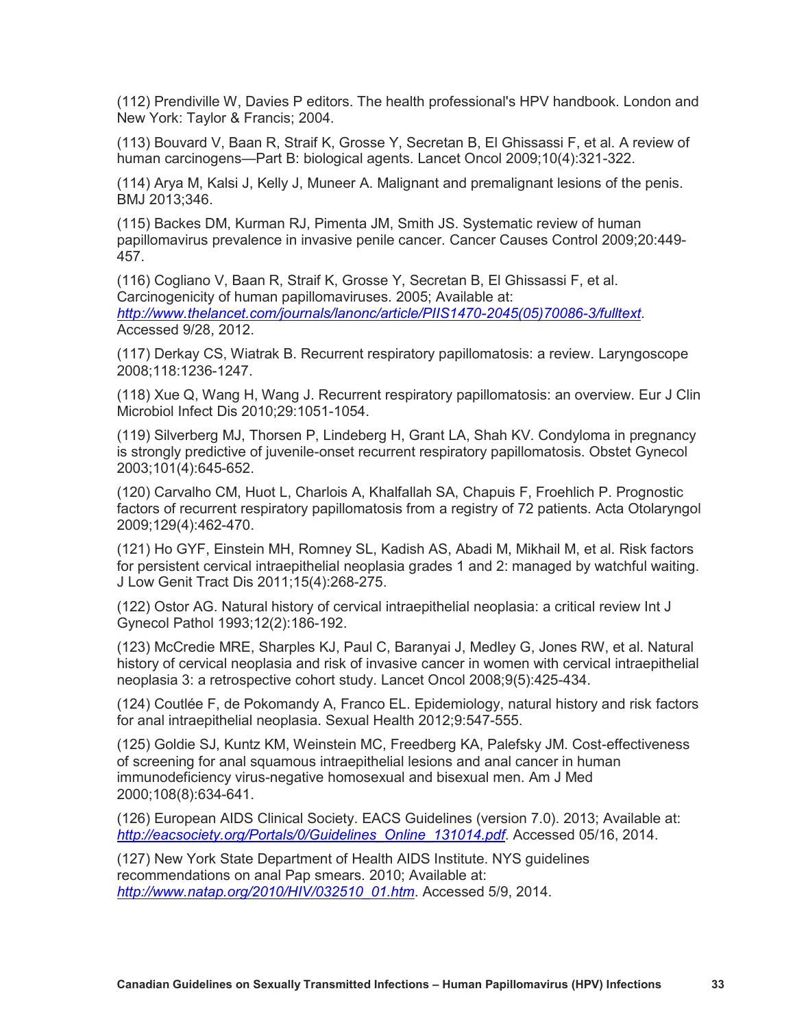(112) Prendiville W, Davies P editors. The health professional's HPV handbook. London and New York: Taylor & Francis; 2004.

(113) Bouvard V, Baan R, Straif K, Grosse Y, Secretan B, El Ghissassi F, et al. A review of human carcinogens—Part B: biological agents. Lancet Oncol 2009;10(4):321-322.

(114) Arya M, Kalsi J, Kelly J, Muneer A. Malignant and premalignant lesions of the penis. BMJ 2013;346.

(115) Backes DM, Kurman RJ, Pimenta JM, Smith JS. Systematic review of human papillomavirus prevalence in invasive penile cancer. Cancer Causes Control 2009;20:449-457.

(116) Cogliano V, Baan R, Straif K, Grosse Y, Secretan B, El Ghissassi F, et al. Carcinogenicity of human papillomaviruses. 2005; Available at: *http://www.thelancet.com/journals/lanonc/article/PIIS1470-2045(05)70086-3/fulltext*. Accessed 9/28, 2012.

(117) Derkay CS, Wiatrak B. Recurrent respiratory papillomatosis: a review. Laryngoscope 2008;118:1236-1247.

(118) Xue Q, Wang H, Wang J. Recurrent respiratory papillomatosis: an overview. Eur J Clin Microbiol Infect Dis 2010;29:1051-1054.

(119) Silverberg MJ, Thorsen P, Lindeberg H, Grant LA, Shah KV. Condyloma in pregnancy is strongly predictive of juvenile-onset recurrent respiratory papillomatosis. Obstet Gynecol 2003;101(4):645-652.

(120) Carvalho CM, Huot L, Charlois A, Khalfallah SA, Chapuis F, Froehlich P. Prognostic factors of recurrent respiratory papillomatosis from a registry of 72 patients. Acta Otolaryngol 2009;129(4):462-470.

(121) Ho GYF, Einstein MH, Romney SL, Kadish AS, Abadi M, Mikhail M, et al. Risk factors for persistent cervical intraepithelial neoplasia grades 1 and 2: managed by watchful waiting. J Low Genit Tract Dis 2011;15(4):268-275.

(122) Ostor AG. Natural history of cervical intraepithelial neoplasia: a critical review Int J Gynecol Pathol 1993;12(2):186-192.

(123) McCredie MRE, Sharples KJ, Paul C, Baranyai J, Medley G, Jones RW, et al. Natural history of cervical neoplasia and risk of invasive cancer in women with cervical intraepithelial neoplasia 3: a retrospective cohort study. Lancet Oncol 2008;9(5):425-434.

(124) Coutlée F, de Pokomandy A, Franco EL. Epidemiology, natural history and risk factors for anal intraepithelial neoplasia. Sexual Health 2012;9:547-555.

(125) Goldie SJ, Kuntz KM, Weinstein MC, Freedberg KA, Palefsky JM. Cost-effectiveness of screening for anal squamous intraepithelial lesions and anal cancer in human immunodeficiency virus-negative homosexual and bisexual men. Am J Med 2000;108(8):634-641.

(126) European AIDS Clinical Society. EACS Guidelines (version 7.0). 2013; Available at: *http://eacsociety.org/Portals/0/Guidelines_Online_131014.pdf*. Accessed 05/16, 2014.

(127) New York State Department of Health AIDS Institute. NYS guidelines recommendations on anal Pap smears. 2010; Available at: *http://www.natap.org/2010/HIV/032510_01.htm*. Accessed 5/9, 2014.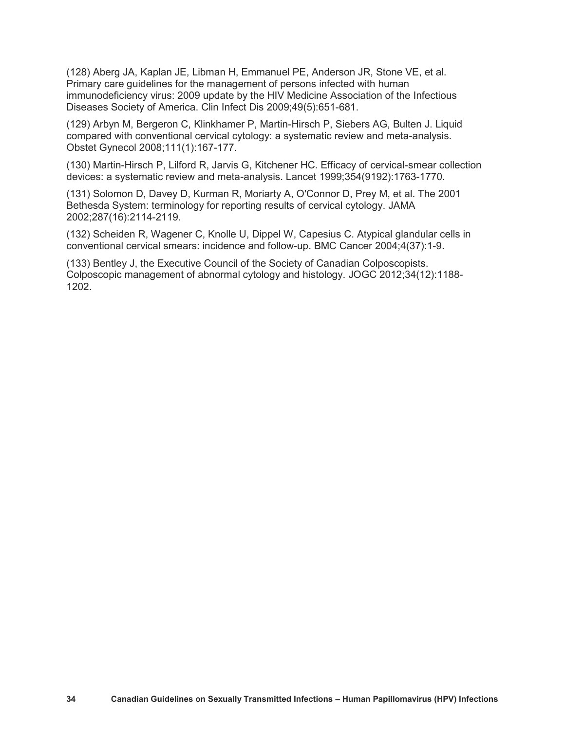(128) Aberg JA, Kaplan JE, Libman H, Emmanuel PE, Anderson JR, Stone VE, et al. Primary care guidelines for the management of persons infected with human immunodeficiency virus: 2009 update by the HIV Medicine Association of the Infectious Diseases Society of America. Clin Infect Dis 2009;49(5):651-681.

(129) Arbyn M, Bergeron C, Klinkhamer P, Martin-Hirsch P, Siebers AG, Bulten J. Liquid compared with conventional cervical cytology: a systematic review and meta-analysis. Obstet Gynecol 2008;111(1):167-177.

(130) Martin-Hirsch P, Lilford R, Jarvis G, Kitchener HC. Efficacy of cervical-smear collection devices: a systematic review and meta-analysis. Lancet 1999;354(9192):1763-1770.

(131) Solomon D, Davey D, Kurman R, Moriarty A, O'Connor D, Prey M, et al. The 2001 Bethesda System: terminology for reporting results of cervical cytology. JAMA 2002;287(16):2114-2119.

(132) Scheiden R, Wagener C, Knolle U, Dippel W, Capesius C. Atypical glandular cells in conventional cervical smears: incidence and follow-up. BMC Cancer 2004;4(37):1-9.

(133) Bentley J, the Executive Council of the Society of Canadian Colposcopists. Colposcopic management of abnormal cytology and histology. JOGC 2012;34(12):1188-1202.